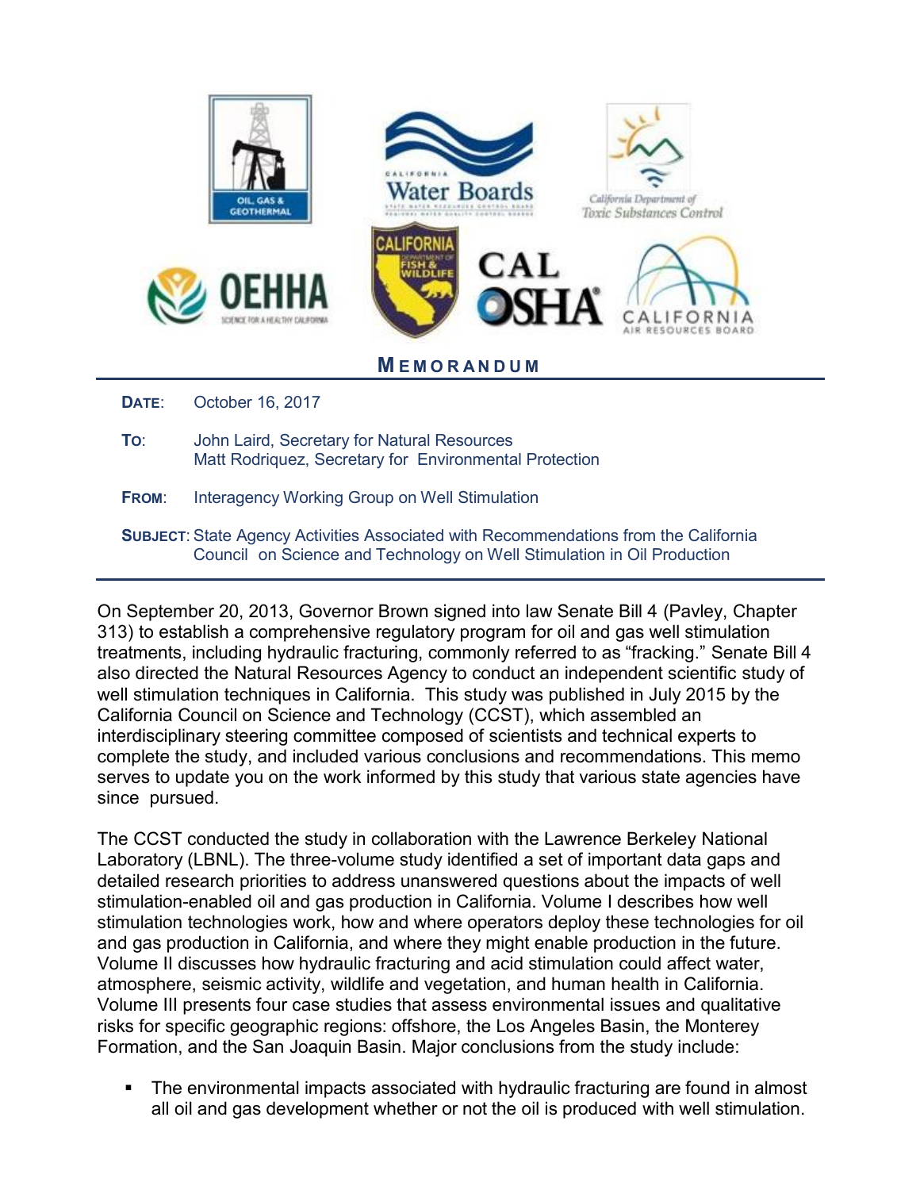# MEMORANDUM

**DATE**: October 16, 2017

**TO**: John Laird, Secretary for Natural Resources
Matt Rodriquez, Secretary for Environmental Protection

**FROM**: Interagency Working Group on Well Stimulation

**SUBJECT**: State Agency Activities Associated with Recommendations from the California Council on Science and Technology on Well Stimulation in Oil Production

---

On September 20, 2013, Governor Brown signed into law Senate Bill 4 (Pavley, Chapter 313) to establish a comprehensive regulatory program for oil and gas well stimulation treatments, including hydraulic fracturing, commonly referred to as "fracking." Senate Bill 4 also directed the Natural Resources Agency to conduct an independent scientific study of well stimulation techniques in California. This study was published in July 2015 by the California Council on Science and Technology (CCST), which assembled an interdisciplinary steering committee composed of scientists and technical experts to complete the study, and included various conclusions and recommendations. This memo serves to update you on the work informed by this study that various state agencies have since pursued.

The CCST conducted the study in collaboration with the Lawrence Berkeley National Laboratory (LBNL). The three-volume study identified a set of important data gaps and detailed research priorities to address unanswered questions about the impacts of well stimulation-enabled oil and gas production in California. Volume I describes how well stimulation technologies work, how and where operators deploy these technologies for oil and gas production in California, and where they might enable production in the future. Volume II discusses how hydraulic fracturing and acid stimulation could affect water, atmosphere, seismic activity, wildlife and vegetation, and human health in California. Volume III presents four case studies that assess environmental issues and qualitative risks for specific geographic regions: offshore, the Los Angeles Basin, the Monterey Formation, and the San Joaquin Basin. Major conclusions from the study include:

- The environmental impacts associated with hydraulic fracturing are found in almost all oil and gas development whether or not the oil is produced with well stimulation.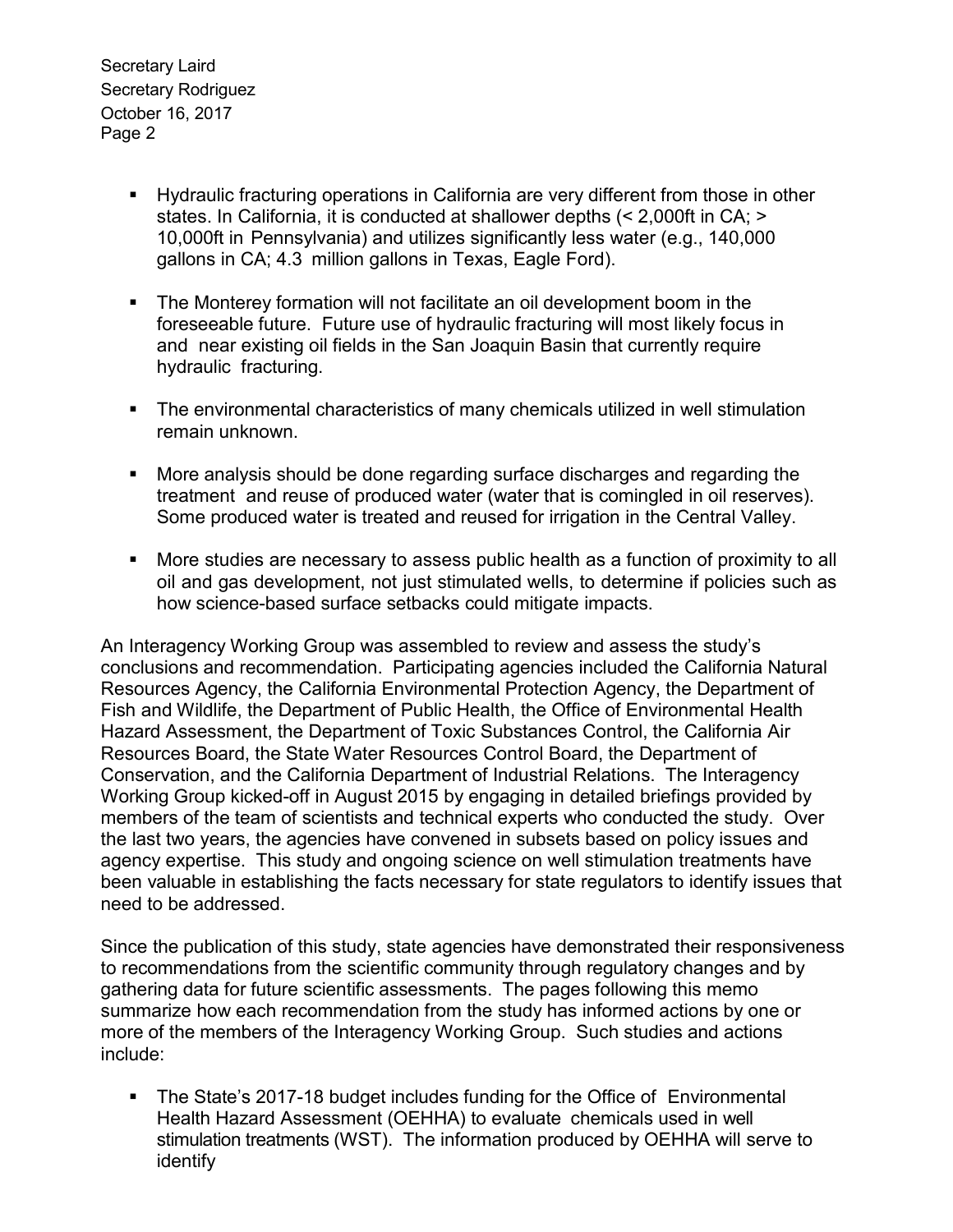- Hydraulic fracturing operations in California are very different from those in other states. In California, it is conducted at shallower depths (< 2,000ft in CA; > 10,000ft in Pennsylvania) and utilizes significantly less water (e.g., 140,000 gallons in CA; 4.3 million gallons in Texas, Eagle Ford).

- The Monterey formation will not facilitate an oil development boom in the foreseeable future. Future use of hydraulic fracturing will most likely focus in and near existing oil fields in the San Joaquin Basin that currently require hydraulic fracturing.

- The environmental characteristics of many chemicals utilized in well stimulation remain unknown.

- More analysis should be done regarding surface discharges and regarding the treatment and reuse of produced water (water that is comingled in oil reserves). Some produced water is treated and reused for irrigation in the Central Valley.

- More studies are necessary to assess public health as a function of proximity to all oil and gas development, not just stimulated wells, to determine if policies such as how science-based surface setbacks could mitigate impacts.

An Interagency Working Group was assembled to review and assess the study's conclusions and recommendation. Participating agencies included the California Natural Resources Agency, the California Environmental Protection Agency, the Department of Fish and Wildlife, the Department of Public Health, the Office of Environmental Health Hazard Assessment, the Department of Toxic Substances Control, the California Air Resources Board, the State Water Resources Control Board, the Department of Conservation, and the California Department of Industrial Relations. The Interagency Working Group kicked-off in August 2015 by engaging in detailed briefings provided by members of the team of scientists and technical experts who conducted the study. Over the last two years, the agencies have convened in subsets based on policy issues and agency expertise. This study and ongoing science on well stimulation treatments have been valuable in establishing the facts necessary for state regulators to identify issues that need to be addressed.

Since the publication of this study, state agencies have demonstrated their responsiveness to recommendations from the scientific community through regulatory changes and by gathering data for future scientific assessments. The pages following this memo summarize how each recommendation from the study has informed actions by one or more of the members of the Interagency Working Group. Such studies and actions include:

- The State's 2017-18 budget includes funding for the Office of Environmental Health Hazard Assessment (OEHHA) to evaluate chemicals used in well stimulation treatments (WST). The information produced by OEHHA will serve to identify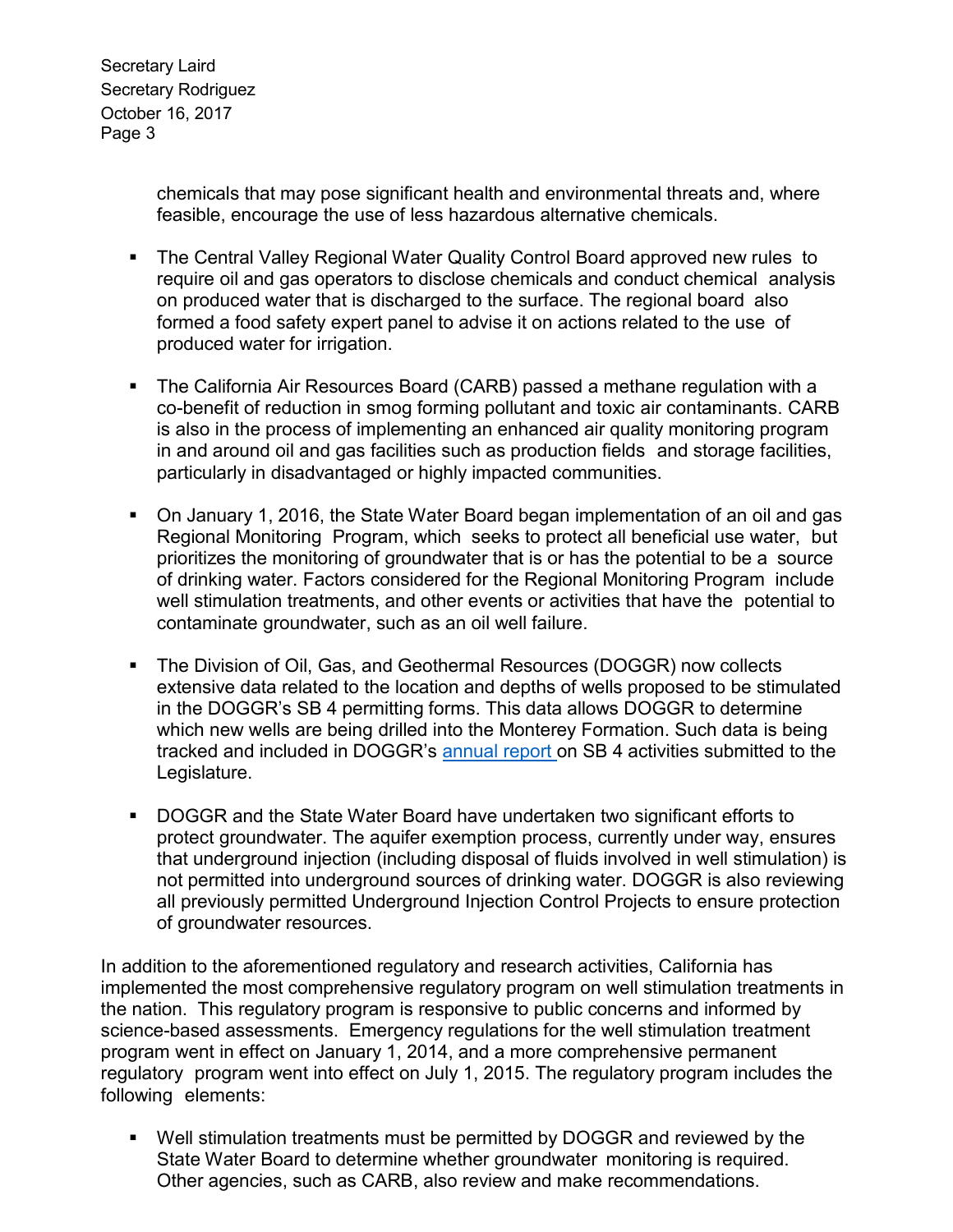chemicals that may pose significant health and environmental threats and, where feasible, encourage the use of less hazardous alternative chemicals.

- The Central Valley Regional Water Quality Control Board approved new rules to require oil and gas operators to disclose chemicals and conduct chemical analysis on produced water that is discharged to the surface. The regional board also formed a food safety expert panel to advise it on actions related to the use of produced water for irrigation.

- The California Air Resources Board (CARB) passed a methane regulation with a co-benefit of reduction in smog forming pollutant and toxic air contaminants. CARB is also in the process of implementing an enhanced air quality monitoring program in and around oil and gas facilities such as production fields and storage facilities, particularly in disadvantaged or highly impacted communities.

- On January 1, 2016, the State Water Board began implementation of an oil and gas Regional Monitoring Program, which seeks to protect all beneficial use water, but prioritizes the monitoring of groundwater that is or has the potential to be a source of drinking water. Factors considered for the Regional Monitoring Program include well stimulation treatments, and other events or activities that have the potential to contaminate groundwater, such as an oil well failure.

- The Division of Oil, Gas, and Geothermal Resources (DOGGR) now collects extensive data related to the location and depths of wells proposed to be stimulated in the DOGGR's SB 4 permitting forms. This data allows DOGGR to determine which new wells are being drilled into the Monterey Formation. Such data is being tracked and included in DOGGR's annual report on SB 4 activities submitted to the Legislature.

- DOGGR and the State Water Board have undertaken two significant efforts to protect groundwater. The aquifer exemption process, currently under way, ensures that underground injection (including disposal of fluids involved in well stimulation) is not permitted into underground sources of drinking water. DOGGR is also reviewing all previously permitted Underground Injection Control Projects to ensure protection of groundwater resources.

In addition to the aforementioned regulatory and research activities, California has implemented the most comprehensive regulatory program on well stimulation treatments in the nation. This regulatory program is responsive to public concerns and informed by science-based assessments. Emergency regulations for the well stimulation treatment program went in effect on January 1, 2014, and a more comprehensive permanent regulatory program went into effect on July 1, 2015. The regulatory program includes the following elements:

- Well stimulation treatments must be permitted by DOGGR and reviewed by the State Water Board to determine whether groundwater monitoring is required. Other agencies, such as CARB, also review and make recommendations.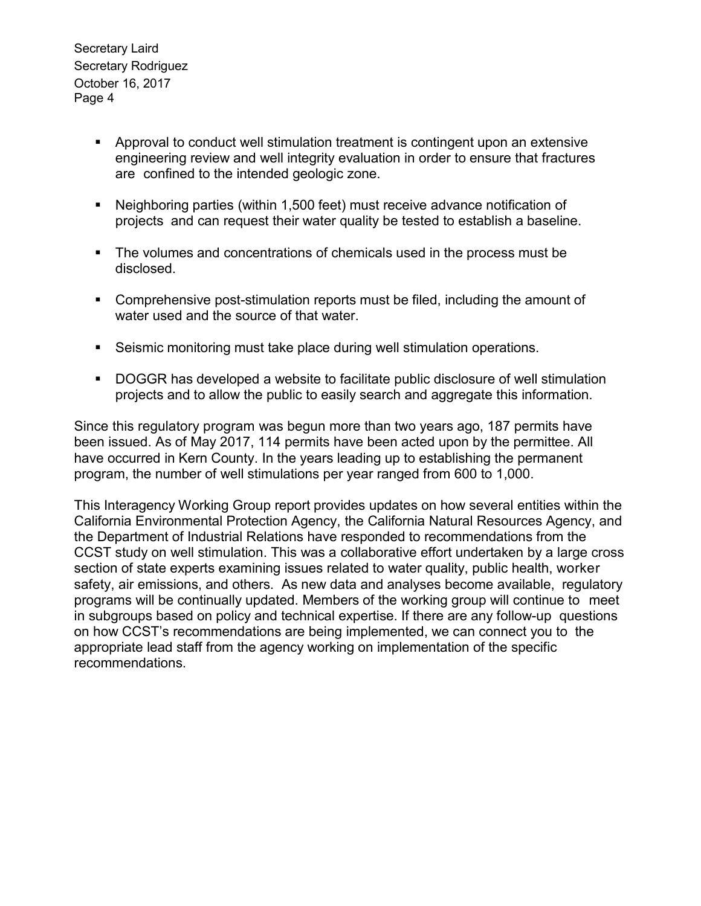- Approval to conduct well stimulation treatment is contingent upon an extensive engineering review and well integrity evaluation in order to ensure that fractures are confined to the intended geologic zone.

- Neighboring parties (within 1,500 feet) must receive advance notification of projects and can request their water quality be tested to establish a baseline.

- The volumes and concentrations of chemicals used in the process must be disclosed.

- Comprehensive post-stimulation reports must be filed, including the amount of water used and the source of that water.

- Seismic monitoring must take place during well stimulation operations.

- DOGGR has developed a website to facilitate public disclosure of well stimulation projects and to allow the public to easily search and aggregate this information.

Since this regulatory program was begun more than two years ago, 187 permits have been issued. As of May 2017, 114 permits have been acted upon by the permittee. All have occurred in Kern County. In the years leading up to establishing the permanent program, the number of well stimulations per year ranged from 600 to 1,000.

This Interagency Working Group report provides updates on how several entities within the California Environmental Protection Agency, the California Natural Resources Agency, and the Department of Industrial Relations have responded to recommendations from the CCST study on well stimulation. This was a collaborative effort undertaken by a large cross section of state experts examining issues related to water quality, public health, worker safety, air emissions, and others. As new data and analyses become available, regulatory programs will be continually updated. Members of the working group will continue to meet in subgroups based on policy and technical expertise. If there are any follow-up questions on how CCST's recommendations are being implemented, we can connect you to the appropriate lead staff from the agency working on implementation of the specific recommendations.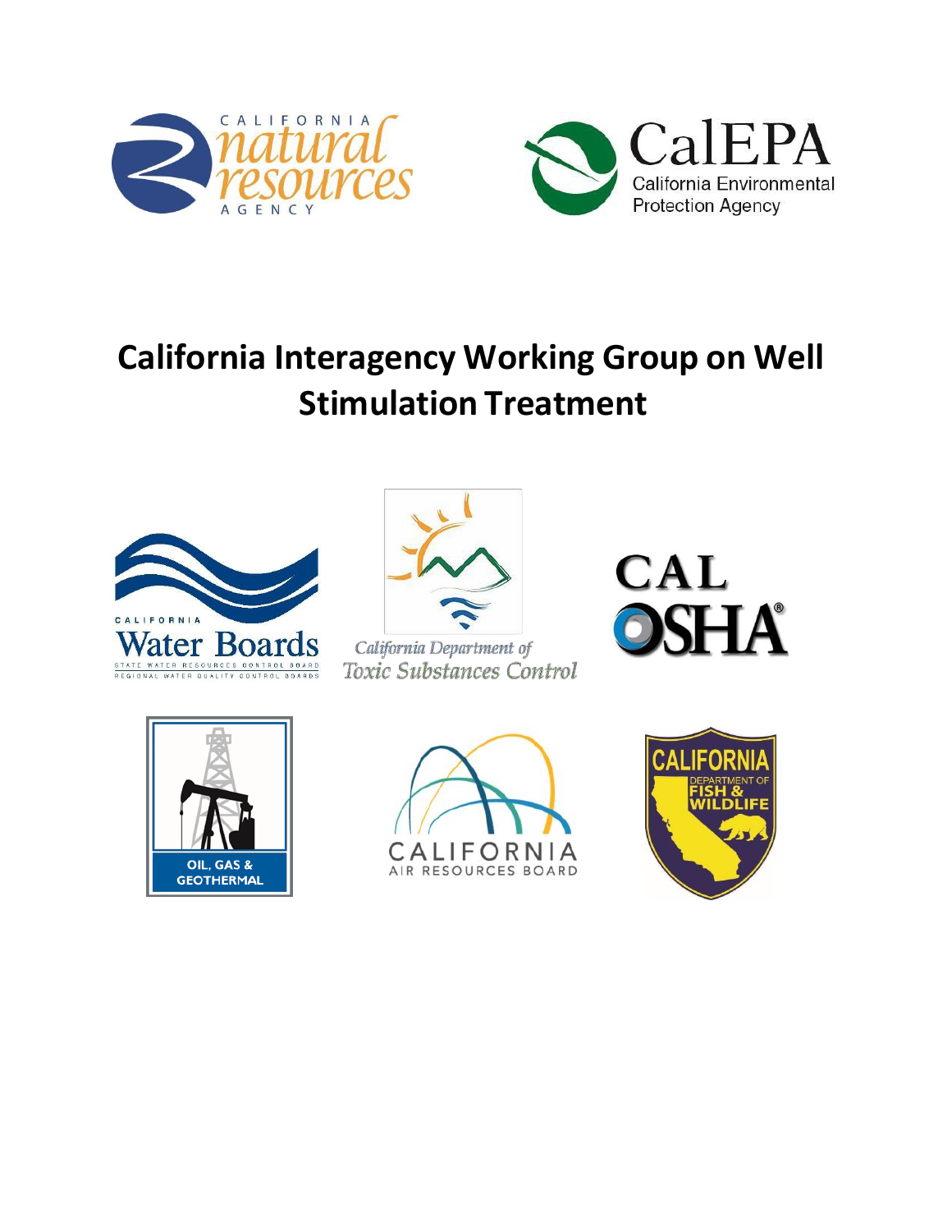# California Interagency Working Group on Well Stimulation Treatment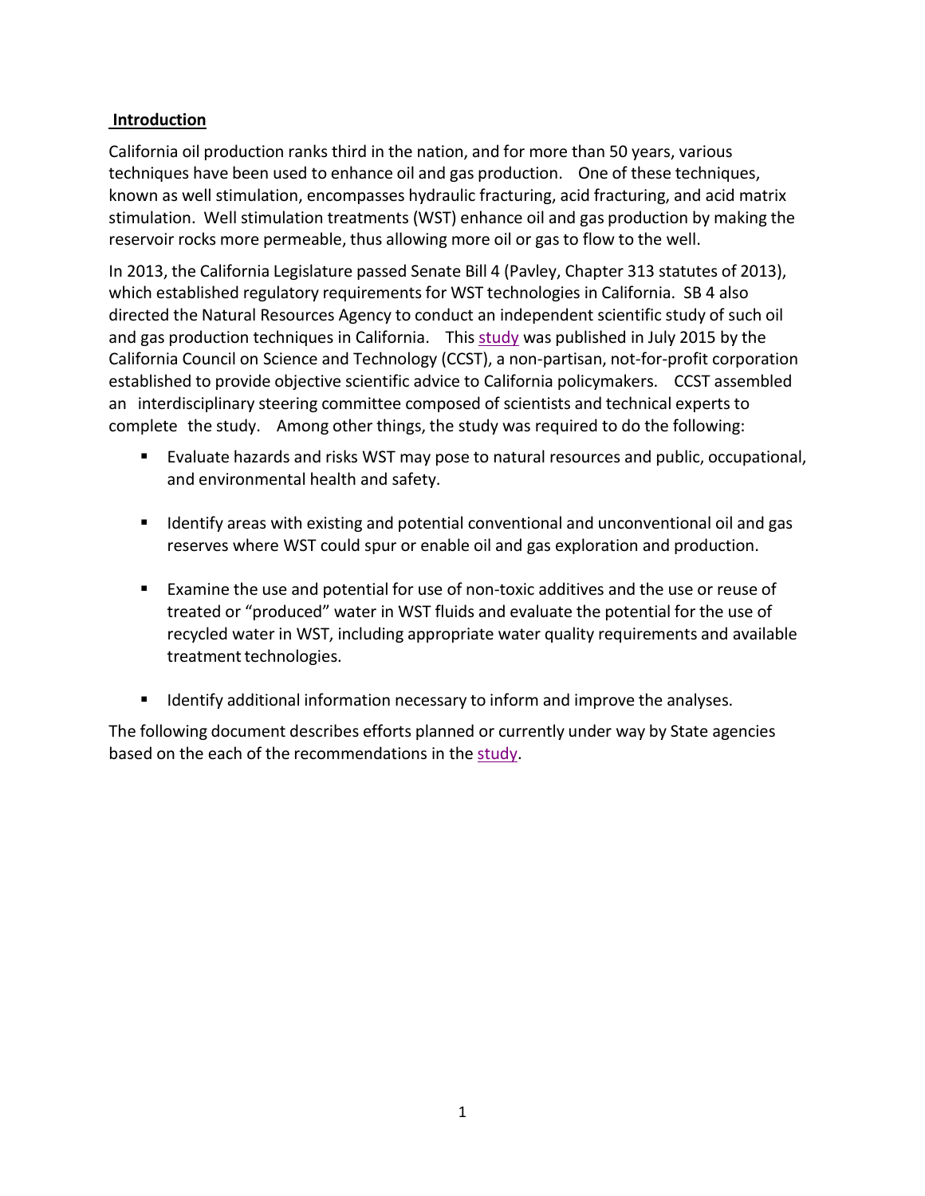## Introduction

California oil production ranks third in the nation, and for more than 50 years, various techniques have been used to enhance oil and gas production. One of these techniques, known as well stimulation, encompasses hydraulic fracturing, acid fracturing, and acid matrix stimulation. Well stimulation treatments (WST) enhance oil and gas production by making the reservoir rocks more permeable, thus allowing more oil or gas to flow to the well.

In 2013, the California Legislature passed Senate Bill 4 (Pavley, Chapter 313 statutes of 2013), which established regulatory requirements for WST technologies in California. SB 4 also directed the Natural Resources Agency to conduct an independent scientific study of such oil and gas production techniques in California. This study was published in July 2015 by the California Council on Science and Technology (CCST), a non-partisan, not-for-profit corporation established to provide objective scientific advice to California policymakers. CCST assembled an interdisciplinary steering committee composed of scientists and technical experts to complete the study. Among other things, the study was required to do the following:

- Evaluate hazards and risks WST may pose to natural resources and public, occupational, and environmental health and safety.
- Identify areas with existing and potential conventional and unconventional oil and gas reserves where WST could spur or enable oil and gas exploration and production.
- Examine the use and potential for use of non-toxic additives and the use or reuse of treated or "produced" water in WST fluids and evaluate the potential for the use of recycled water in WST, including appropriate water quality requirements and available treatment technologies.
- Identify additional information necessary to inform and improve the analyses.

The following document describes efforts planned or currently under way by State agencies based on the each of the recommendations in the study.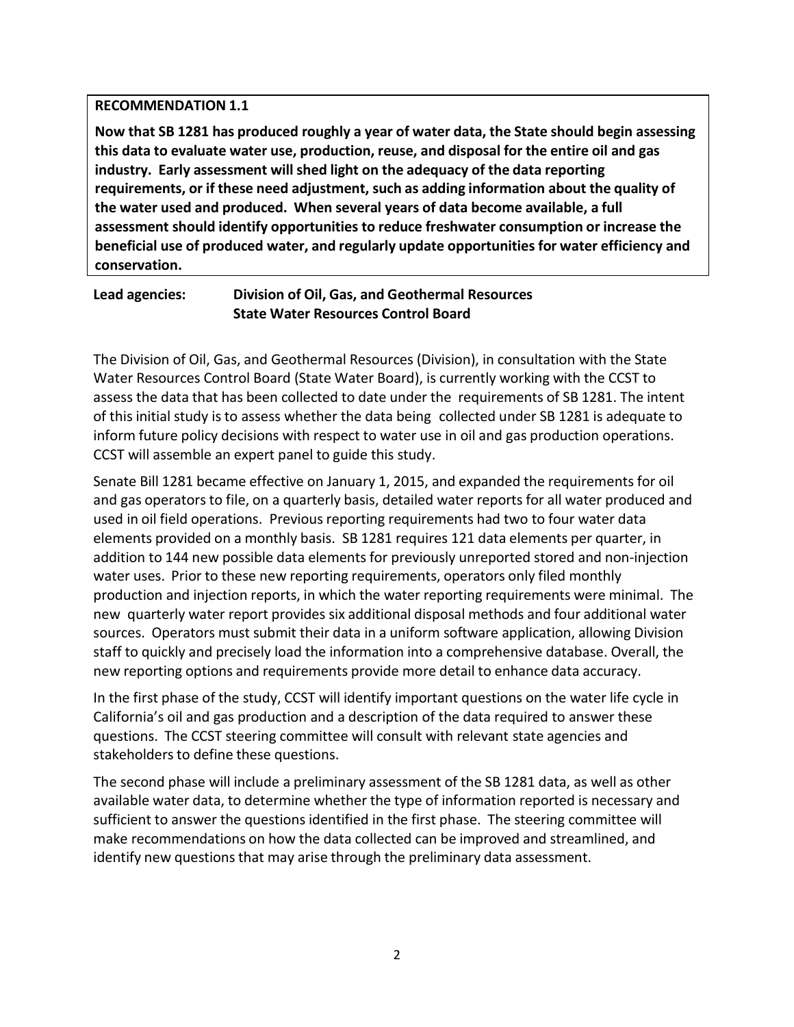**RECOMMENDATION 1.1**

**Now that SB 1281 has produced roughly a year of water data, the State should begin assessing this data to evaluate water use, production, reuse, and disposal for the entire oil and gas industry. Early assessment will shed light on the adequacy of the data reporting requirements, or if these need adjustment, such as adding information about the quality of the water used and produced. When several years of data become available, a full assessment should identify opportunities to reduce freshwater consumption or increase the beneficial use of produced water, and regularly update opportunities for water efficiency and conservation.**

**Lead agencies: Division of Oil, Gas, and Geothermal Resources**
**State Water Resources Control Board**

The Division of Oil, Gas, and Geothermal Resources (Division), in consultation with the State Water Resources Control Board (State Water Board), is currently working with the CCST to assess the data that has been collected to date under the requirements of SB 1281. The intent of this initial study is to assess whether the data being collected under SB 1281 is adequate to inform future policy decisions with respect to water use in oil and gas production operations. CCST will assemble an expert panel to guide this study.

Senate Bill 1281 became effective on January 1, 2015, and expanded the requirements for oil and gas operators to file, on a quarterly basis, detailed water reports for all water produced and used in oil field operations. Previous reporting requirements had two to four water data elements provided on a monthly basis. SB 1281 requires 121 data elements per quarter, in addition to 144 new possible data elements for previously unreported stored and non-injection water uses. Prior to these new reporting requirements, operators only filed monthly production and injection reports, in which the water reporting requirements were minimal. The new quarterly water report provides six additional disposal methods and four additional water sources. Operators must submit their data in a uniform software application, allowing Division staff to quickly and precisely load the information into a comprehensive database. Overall, the new reporting options and requirements provide more detail to enhance data accuracy.

In the first phase of the study, CCST will identify important questions on the water life cycle in California's oil and gas production and a description of the data required to answer these questions. The CCST steering committee will consult with relevant state agencies and stakeholders to define these questions.

The second phase will include a preliminary assessment of the SB 1281 data, as well as other available water data, to determine whether the type of information reported is necessary and sufficient to answer the questions identified in the first phase. The steering committee will make recommendations on how the data collected can be improved and streamlined, and identify new questions that may arise through the preliminary data assessment.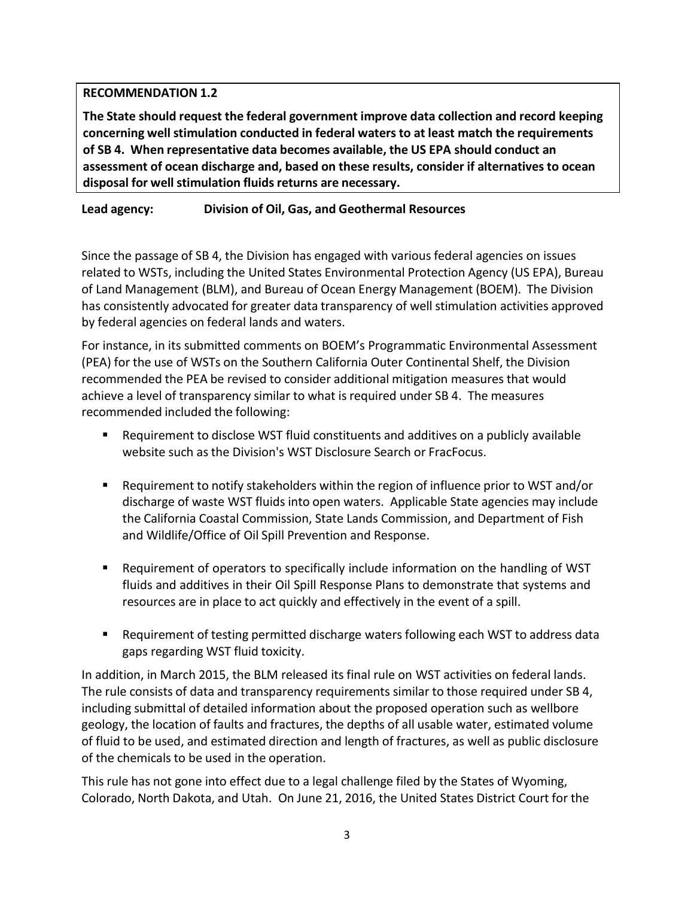**RECOMMENDATION 1.2**

**The State should request the federal government improve data collection and record keeping concerning well stimulation conducted in federal waters to at least match the requirements of SB 4. When representative data becomes available, the US EPA should conduct an assessment of ocean discharge and, based on these results, consider if alternatives to ocean disposal for well stimulation fluids returns are necessary.**

**Lead agency: Division of Oil, Gas, and Geothermal Resources**

Since the passage of SB 4, the Division has engaged with various federal agencies on issues related to WSTs, including the United States Environmental Protection Agency (US EPA), Bureau of Land Management (BLM), and Bureau of Ocean Energy Management (BOEM). The Division has consistently advocated for greater data transparency of well stimulation activities approved by federal agencies on federal lands and waters.

For instance, in its submitted comments on BOEM's Programmatic Environmental Assessment (PEA) for the use of WSTs on the Southern California Outer Continental Shelf, the Division recommended the PEA be revised to consider additional mitigation measures that would achieve a level of transparency similar to what is required under SB 4. The measures recommended included the following:

- Requirement to disclose WST fluid constituents and additives on a publicly available website such as the Division's WST Disclosure Search or FracFocus.
- Requirement to notify stakeholders within the region of influence prior to WST and/or discharge of waste WST fluids into open waters. Applicable State agencies may include the California Coastal Commission, State Lands Commission, and Department of Fish and Wildlife/Office of Oil Spill Prevention and Response.
- Requirement of operators to specifically include information on the handling of WST fluids and additives in their Oil Spill Response Plans to demonstrate that systems and resources are in place to act quickly and effectively in the event of a spill.
- Requirement of testing permitted discharge waters following each WST to address data gaps regarding WST fluid toxicity.

In addition, in March 2015, the BLM released its final rule on WST activities on federal lands. The rule consists of data and transparency requirements similar to those required under SB 4, including submittal of detailed information about the proposed operation such as wellbore geology, the location of faults and fractures, the depths of all usable water, estimated volume of fluid to be used, and estimated direction and length of fractures, as well as public disclosure of the chemicals to be used in the operation.

This rule has not gone into effect due to a legal challenge filed by the States of Wyoming, Colorado, North Dakota, and Utah. On June 21, 2016, the United States District Court for the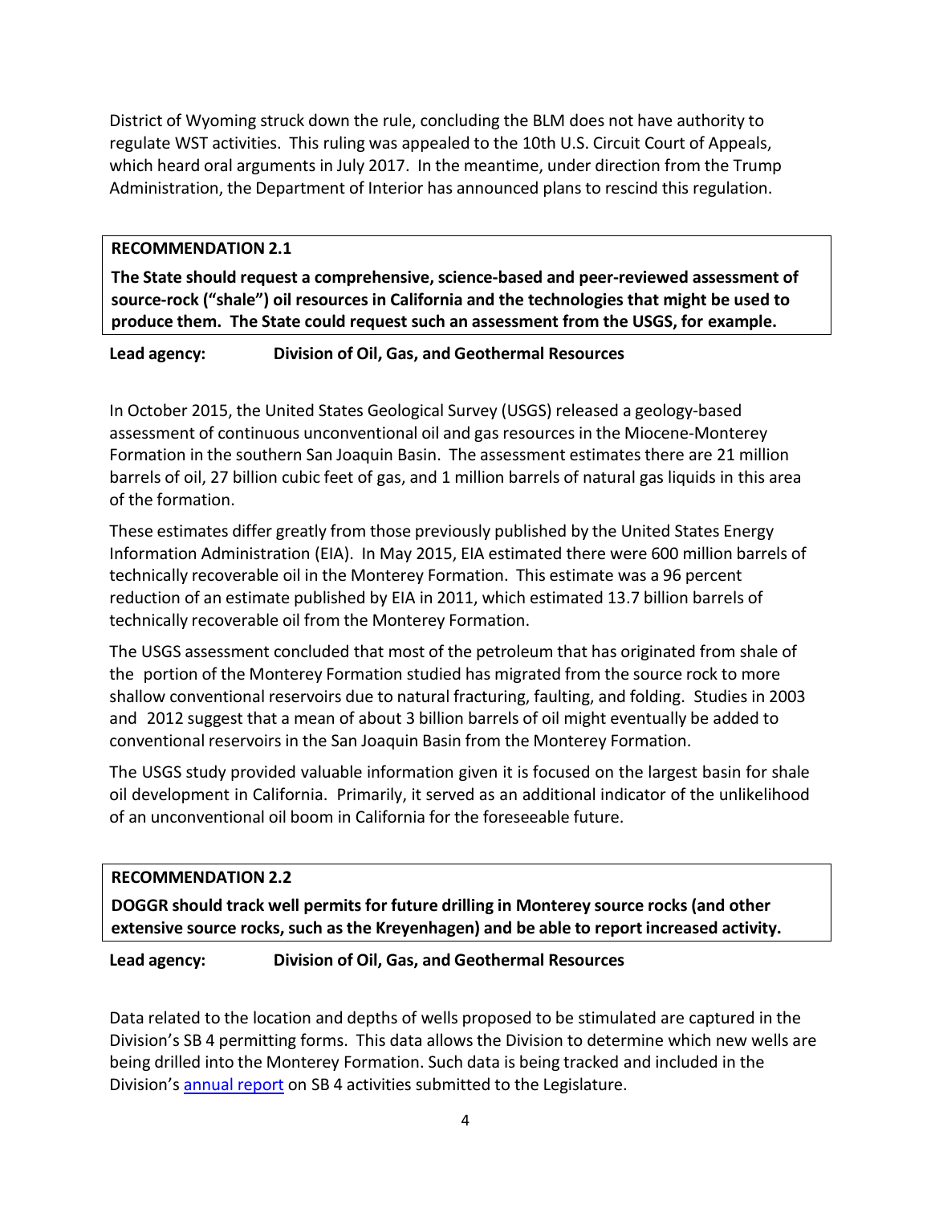District of Wyoming struck down the rule, concluding the BLM does not have authority to regulate WST activities. This ruling was appealed to the 10th U.S. Circuit Court of Appeals, which heard oral arguments in July 2017. In the meantime, under direction from the Trump Administration, the Department of Interior has announced plans to rescind this regulation.

**RECOMMENDATION 2.1**

**The State should request a comprehensive, science-based and peer-reviewed assessment of source-rock ("shale") oil resources in California and the technologies that might be used to produce them. The State could request such an assessment from the USGS, for example.**

**Lead agency: Division of Oil, Gas, and Geothermal Resources**

In October 2015, the United States Geological Survey (USGS) released a geology-based assessment of continuous unconventional oil and gas resources in the Miocene-Monterey Formation in the southern San Joaquin Basin. The assessment estimates there are 21 million barrels of oil, 27 billion cubic feet of gas, and 1 million barrels of natural gas liquids in this area of the formation.

These estimates differ greatly from those previously published by the United States Energy Information Administration (EIA). In May 2015, EIA estimated there were 600 million barrels of technically recoverable oil in the Monterey Formation. This estimate was a 96 percent reduction of an estimate published by EIA in 2011, which estimated 13.7 billion barrels of technically recoverable oil from the Monterey Formation.

The USGS assessment concluded that most of the petroleum that has originated from shale of the portion of the Monterey Formation studied has migrated from the source rock to more shallow conventional reservoirs due to natural fracturing, faulting, and folding. Studies in 2003 and 2012 suggest that a mean of about 3 billion barrels of oil might eventually be added to conventional reservoirs in the San Joaquin Basin from the Monterey Formation.

The USGS study provided valuable information given it is focused on the largest basin for shale oil development in California. Primarily, it served as an additional indicator of the unlikelihood of an unconventional oil boom in California for the foreseeable future.

**RECOMMENDATION 2.2**

**DOGGR should track well permits for future drilling in Monterey source rocks (and other extensive source rocks, such as the Kreyenhagen) and be able to report increased activity.**

**Lead agency: Division of Oil, Gas, and Geothermal Resources**

Data related to the location and depths of wells proposed to be stimulated are captured in the Division's SB 4 permitting forms. This data allows the Division to determine which new wells are being drilled into the Monterey Formation. Such data is being tracked and included in the Division's annual report on SB 4 activities submitted to the Legislature.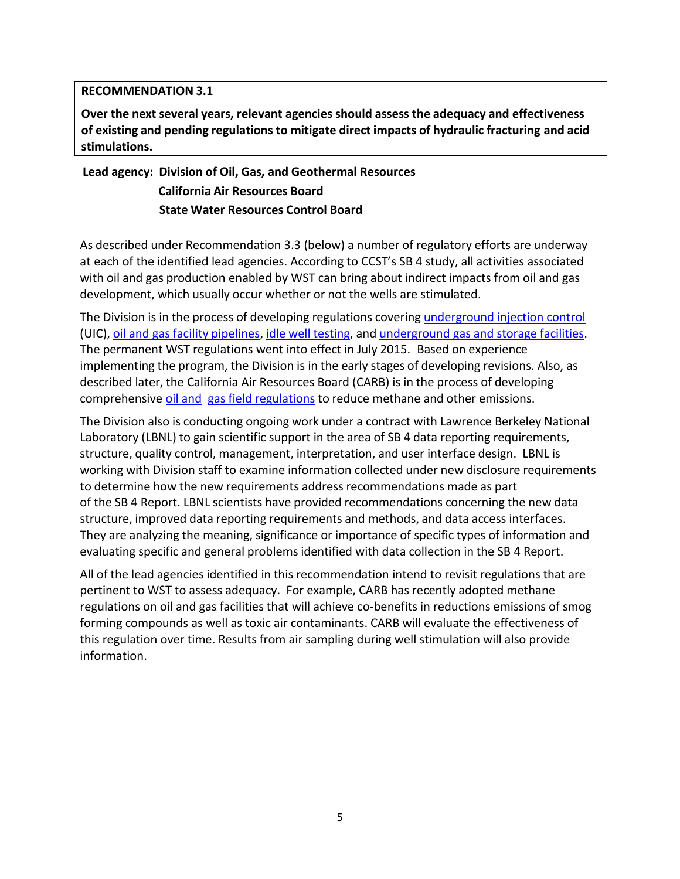**RECOMMENDATION 3.1**

**Over the next several years, relevant agencies should assess the adequacy and effectiveness of existing and pending regulations to mitigate direct impacts of hydraulic fracturing and acid stimulations.**

**Lead agency: Division of Oil, Gas, and Geothermal Resources**
**California Air Resources Board**
**State Water Resources Control Board**

As described under Recommendation 3.3 (below) a number of regulatory efforts are underway at each of the identified lead agencies. According to CCST's SB 4 study, all activities associated with oil and gas production enabled by WST can bring about indirect impacts from oil and gas development, which usually occur whether or not the wells are stimulated.

The Division is in the process of developing regulations covering underground injection control (UIC), oil and gas facility pipelines, idle well testing, and underground gas and storage facilities. The permanent WST regulations went into effect in July 2015. Based on experience implementing the program, the Division is in the early stages of developing revisions. Also, as described later, the California Air Resources Board (CARB) is in the process of developing comprehensive oil and gas field regulations to reduce methane and other emissions.

The Division also is conducting ongoing work under a contract with Lawrence Berkeley National Laboratory (LBNL) to gain scientific support in the area of SB 4 data reporting requirements, structure, quality control, management, interpretation, and user interface design. LBNL is working with Division staff to examine information collected under new disclosure requirements to determine how the new requirements address recommendations made as part of the SB 4 Report. LBNL scientists have provided recommendations concerning the new data structure, improved data reporting requirements and methods, and data access interfaces. They are analyzing the meaning, significance or importance of specific types of information and evaluating specific and general problems identified with data collection in the SB 4 Report.

All of the lead agencies identified in this recommendation intend to revisit regulations that are pertinent to WST to assess adequacy. For example, CARB has recently adopted methane regulations on oil and gas facilities that will achieve co-benefits in reductions emissions of smog forming compounds as well as toxic air contaminants. CARB will evaluate the effectiveness of this regulation over time. Results from air sampling during well stimulation will also provide information.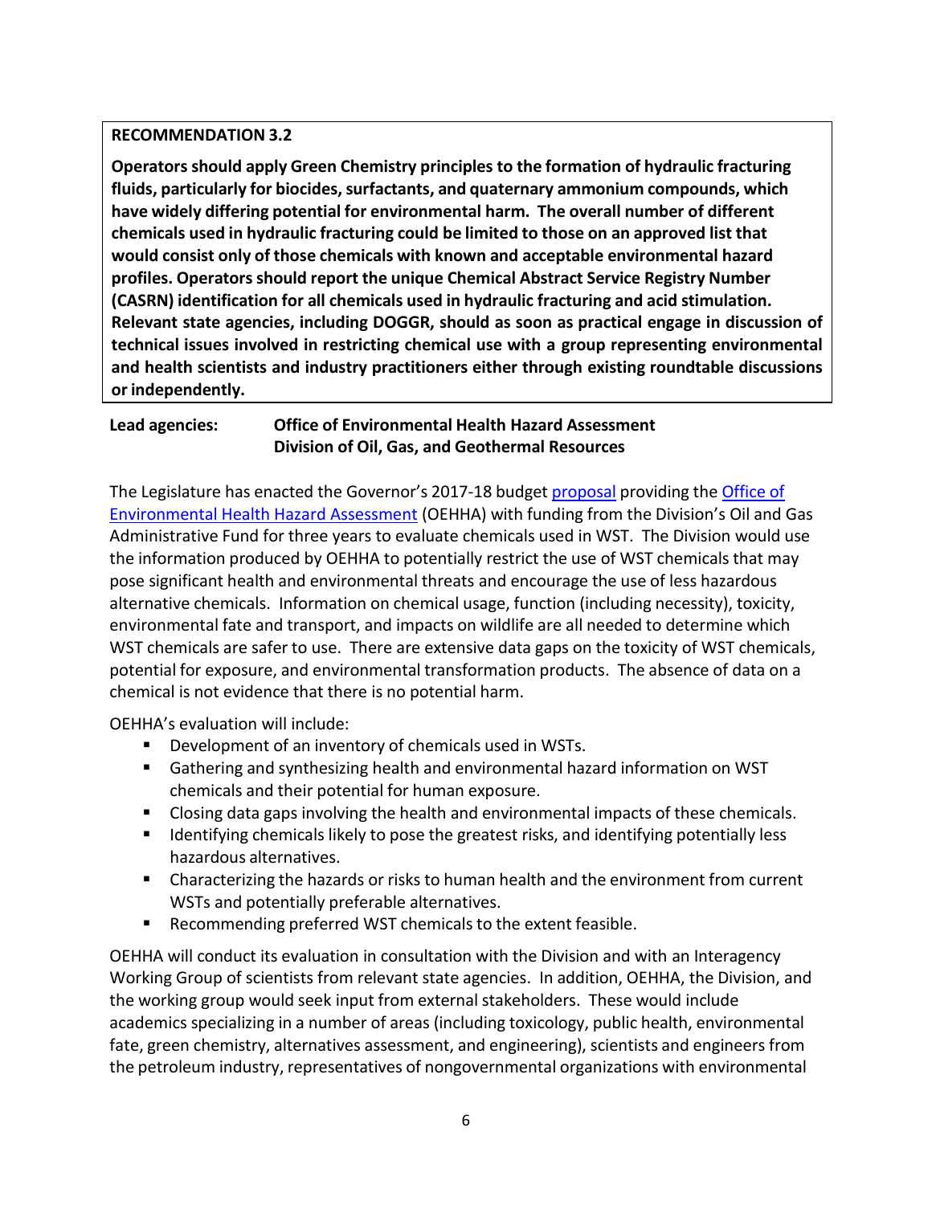**RECOMMENDATION 3.2**

**Operators should apply Green Chemistry principles to the formation of hydraulic fracturing fluids, particularly for biocides, surfactants, and quaternary ammonium compounds, which have widely differing potential for environmental harm. The overall number of different chemicals used in hydraulic fracturing could be limited to those on an approved list that would consist only of those chemicals with known and acceptable environmental hazard profiles. Operators should report the unique Chemical Abstract Service Registry Number (CASRN) identification for all chemicals used in hydraulic fracturing and acid stimulation. Relevant state agencies, including DOGGR, should as soon as practical engage in discussion of technical issues involved in restricting chemical use with a group representing environmental and health scientists and industry practitioners either through existing roundtable discussions or independently.**

**Lead agencies:** **Office of Environmental Health Hazard Assessment**
**Division of Oil, Gas, and Geothermal Resources**

The Legislature has enacted the Governor's 2017-18 budget proposal providing the Office of Environmental Health Hazard Assessment (OEHHA) with funding from the Division's Oil and Gas Administrative Fund for three years to evaluate chemicals used in WST. The Division would use the information produced by OEHHA to potentially restrict the use of WST chemicals that may pose significant health and environmental threats and encourage the use of less hazardous alternative chemicals. Information on chemical usage, function (including necessity), toxicity, environmental fate and transport, and impacts on wildlife are all needed to determine which WST chemicals are safer to use. There are extensive data gaps on the toxicity of WST chemicals, potential for exposure, and environmental transformation products. The absence of data on a chemical is not evidence that there is no potential harm.

OEHHA's evaluation will include:

- Development of an inventory of chemicals used in WSTs.
- Gathering and synthesizing health and environmental hazard information on WST chemicals and their potential for human exposure.
- Closing data gaps involving the health and environmental impacts of these chemicals.
- Identifying chemicals likely to pose the greatest risks, and identifying potentially less hazardous alternatives.
- Characterizing the hazards or risks to human health and the environment from current WSTs and potentially preferable alternatives.
- Recommending preferred WST chemicals to the extent feasible.

OEHHA will conduct its evaluation in consultation with the Division and with an Interagency Working Group of scientists from relevant state agencies. In addition, OEHHA, the Division, and the working group would seek input from external stakeholders. These would include academics specializing in a number of areas (including toxicology, public health, environmental fate, green chemistry, alternatives assessment, and engineering), scientists and engineers from the petroleum industry, representatives of nongovernmental organizations with environmental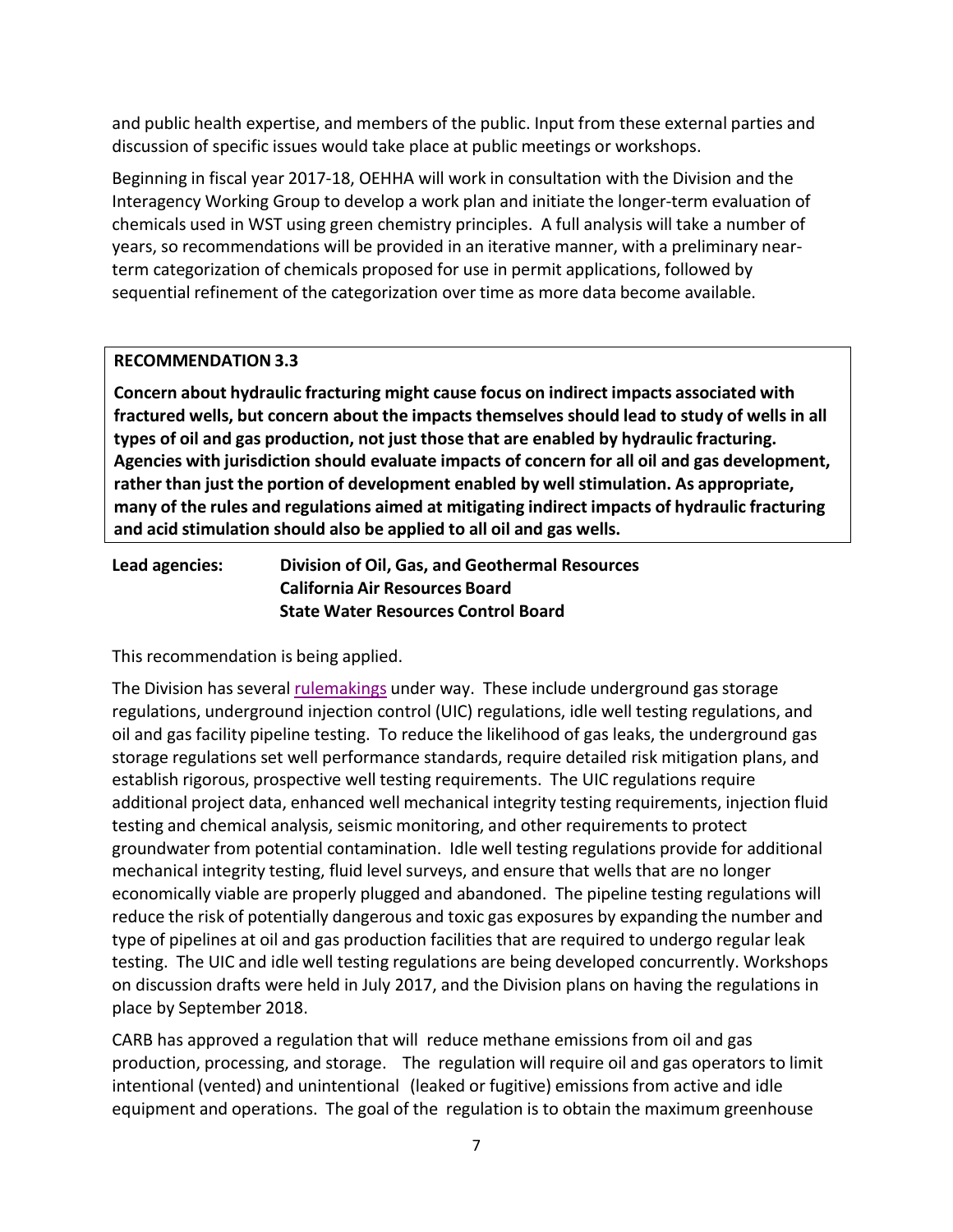and public health expertise, and members of the public. Input from these external parties and discussion of specific issues would take place at public meetings or workshops.

Beginning in fiscal year 2017-18, OEHHA will work in consultation with the Division and the Interagency Working Group to develop a work plan and initiate the longer-term evaluation of chemicals used in WST using green chemistry principles. A full analysis will take a number of years, so recommendations will be provided in an iterative manner, with a preliminary near-term categorization of chemicals proposed for use in permit applications, followed by sequential refinement of the categorization over time as more data become available.

> **RECOMMENDATION 3.3**
>
> **Concern about hydraulic fracturing might cause focus on indirect impacts associated with fractured wells, but concern about the impacts themselves should lead to study of wells in all types of oil and gas production, not just those that are enabled by hydraulic fracturing. Agencies with jurisdiction should evaluate impacts of concern for all oil and gas development, rather than just the portion of development enabled by well stimulation. As appropriate, many of the rules and regulations aimed at mitigating indirect impacts of hydraulic fracturing and acid stimulation should also be applied to all oil and gas wells.**

**Lead agencies:** **Division of Oil, Gas, and Geothermal Resources**
**California Air Resources Board**
**State Water Resources Control Board**

This recommendation is being applied.

The Division has several rulemakings under way. These include underground gas storage regulations, underground injection control (UIC) regulations, idle well testing regulations, and oil and gas facility pipeline testing. To reduce the likelihood of gas leaks, the underground gas storage regulations set well performance standards, require detailed risk mitigation plans, and establish rigorous, prospective well testing requirements. The UIC regulations require additional project data, enhanced well mechanical integrity testing requirements, injection fluid testing and chemical analysis, seismic monitoring, and other requirements to protect groundwater from potential contamination. Idle well testing regulations provide for additional mechanical integrity testing, fluid level surveys, and ensure that wells that are no longer economically viable are properly plugged and abandoned. The pipeline testing regulations will reduce the risk of potentially dangerous and toxic gas exposures by expanding the number and type of pipelines at oil and gas production facilities that are required to undergo regular leak testing. The UIC and idle well testing regulations are being developed concurrently. Workshops on discussion drafts were held in July 2017, and the Division plans on having the regulations in place by September 2018.

CARB has approved a regulation that will reduce methane emissions from oil and gas production, processing, and storage. The regulation will require oil and gas operators to limit intentional (vented) and unintentional (leaked or fugitive) emissions from active and idle equipment and operations. The goal of the regulation is to obtain the maximum greenhouse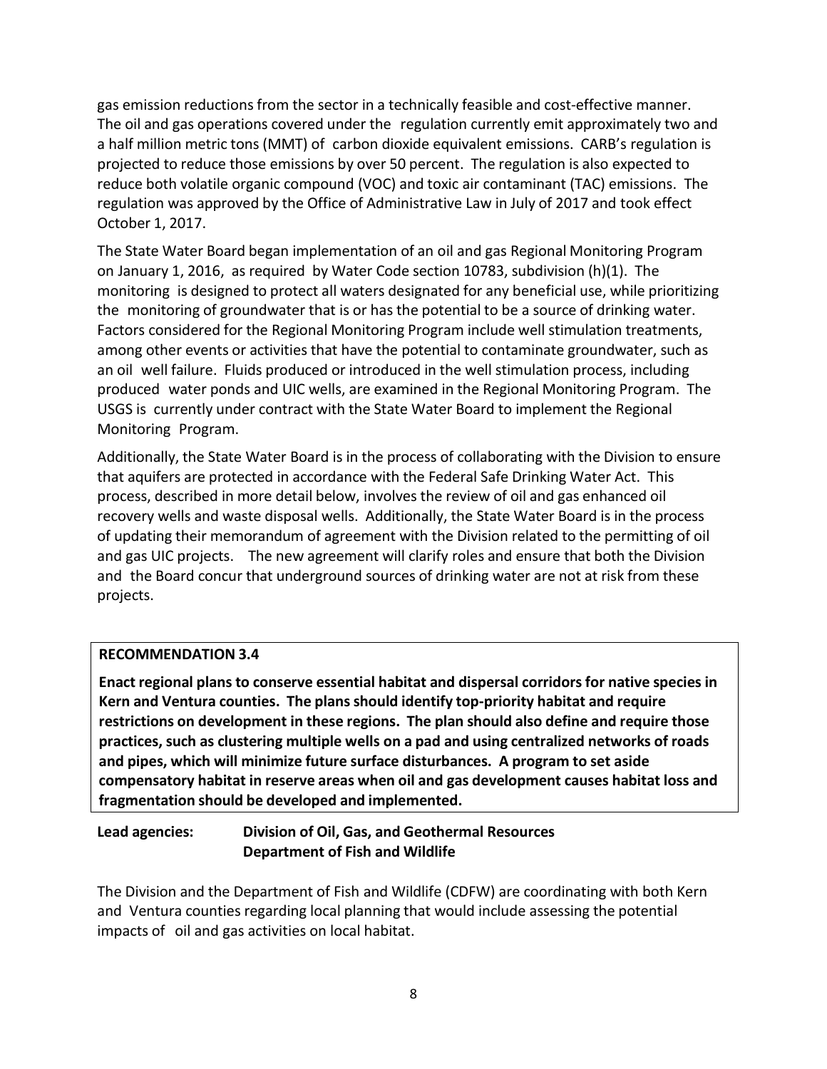gas emission reductions from the sector in a technically feasible and cost-effective manner. The oil and gas operations covered under the regulation currently emit approximately two and a half million metric tons (MMT) of carbon dioxide equivalent emissions. CARB's regulation is projected to reduce those emissions by over 50 percent. The regulation is also expected to reduce both volatile organic compound (VOC) and toxic air contaminant (TAC) emissions. The regulation was approved by the Office of Administrative Law in July of 2017 and took effect October 1, 2017.

The State Water Board began implementation of an oil and gas Regional Monitoring Program on January 1, 2016, as required by Water Code section 10783, subdivision (h)(1). The monitoring is designed to protect all waters designated for any beneficial use, while prioritizing the monitoring of groundwater that is or has the potential to be a source of drinking water. Factors considered for the Regional Monitoring Program include well stimulation treatments, among other events or activities that have the potential to contaminate groundwater, such as an oil well failure. Fluids produced or introduced in the well stimulation process, including produced water ponds and UIC wells, are examined in the Regional Monitoring Program. The USGS is currently under contract with the State Water Board to implement the Regional Monitoring Program.

Additionally, the State Water Board is in the process of collaborating with the Division to ensure that aquifers are protected in accordance with the Federal Safe Drinking Water Act. This process, described in more detail below, involves the review of oil and gas enhanced oil recovery wells and waste disposal wells. Additionally, the State Water Board is in the process of updating their memorandum of agreement with the Division related to the permitting of oil and gas UIC projects. The new agreement will clarify roles and ensure that both the Division and the Board concur that underground sources of drinking water are not at risk from these projects.

**RECOMMENDATION 3.4**

**Enact regional plans to conserve essential habitat and dispersal corridors for native species in Kern and Ventura counties. The plans should identify top-priority habitat and require restrictions on development in these regions. The plan should also define and require those practices, such as clustering multiple wells on a pad and using centralized networks of roads and pipes, which will minimize future surface disturbances. A program to set aside compensatory habitat in reserve areas when oil and gas development causes habitat loss and fragmentation should be developed and implemented.**

**Lead agencies:** **Division of Oil, Gas, and Geothermal Resources**
**Department of Fish and Wildlife**

The Division and the Department of Fish and Wildlife (CDFW) are coordinating with both Kern and Ventura counties regarding local planning that would include assessing the potential impacts of oil and gas activities on local habitat.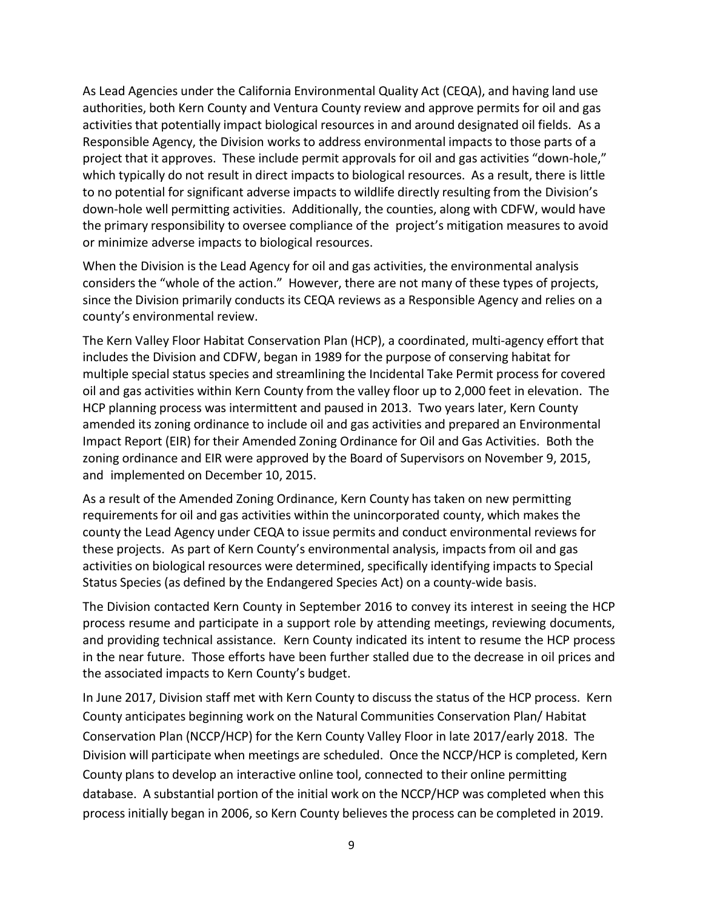As Lead Agencies under the California Environmental Quality Act (CEQA), and having land use authorities, both Kern County and Ventura County review and approve permits for oil and gas activities that potentially impact biological resources in and around designated oil fields. As a Responsible Agency, the Division works to address environmental impacts to those parts of a project that it approves. These include permit approvals for oil and gas activities "down-hole," which typically do not result in direct impacts to biological resources. As a result, there is little to no potential for significant adverse impacts to wildlife directly resulting from the Division's down-hole well permitting activities. Additionally, the counties, along with CDFW, would have the primary responsibility to oversee compliance of the project's mitigation measures to avoid or minimize adverse impacts to biological resources.

When the Division is the Lead Agency for oil and gas activities, the environmental analysis considers the "whole of the action." However, there are not many of these types of projects, since the Division primarily conducts its CEQA reviews as a Responsible Agency and relies on a county's environmental review.

The Kern Valley Floor Habitat Conservation Plan (HCP), a coordinated, multi-agency effort that includes the Division and CDFW, began in 1989 for the purpose of conserving habitat for multiple special status species and streamlining the Incidental Take Permit process for covered oil and gas activities within Kern County from the valley floor up to 2,000 feet in elevation. The HCP planning process was intermittent and paused in 2013. Two years later, Kern County amended its zoning ordinance to include oil and gas activities and prepared an Environmental Impact Report (EIR) for their Amended Zoning Ordinance for Oil and Gas Activities. Both the zoning ordinance and EIR were approved by the Board of Supervisors on November 9, 2015, and implemented on December 10, 2015.

As a result of the Amended Zoning Ordinance, Kern County has taken on new permitting requirements for oil and gas activities within the unincorporated county, which makes the county the Lead Agency under CEQA to issue permits and conduct environmental reviews for these projects. As part of Kern County's environmental analysis, impacts from oil and gas activities on biological resources were determined, specifically identifying impacts to Special Status Species (as defined by the Endangered Species Act) on a county-wide basis.

The Division contacted Kern County in September 2016 to convey its interest in seeing the HCP process resume and participate in a support role by attending meetings, reviewing documents, and providing technical assistance. Kern County indicated its intent to resume the HCP process in the near future. Those efforts have been further stalled due to the decrease in oil prices and the associated impacts to Kern County's budget.

In June 2017, Division staff met with Kern County to discuss the status of the HCP process. Kern County anticipates beginning work on the Natural Communities Conservation Plan/ Habitat Conservation Plan (NCCP/HCP) for the Kern County Valley Floor in late 2017/early 2018. The Division will participate when meetings are scheduled. Once the NCCP/HCP is completed, Kern County plans to develop an interactive online tool, connected to their online permitting database. A substantial portion of the initial work on the NCCP/HCP was completed when this process initially began in 2006, so Kern County believes the process can be completed in 2019.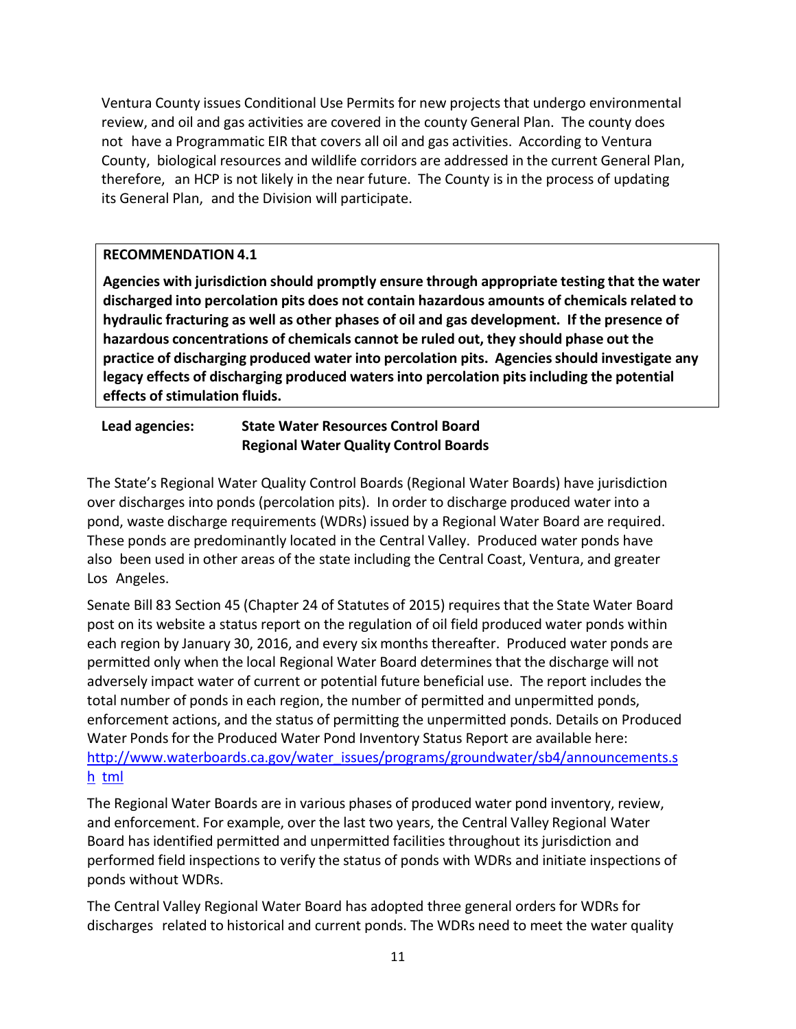Ventura County issues Conditional Use Permits for new projects that undergo environmental review, and oil and gas activities are covered in the county General Plan. The county does not have a Programmatic EIR that covers all oil and gas activities. According to Ventura County, biological resources and wildlife corridors are addressed in the current General Plan, therefore, an HCP is not likely in the near future. The County is in the process of updating its General Plan, and the Division will participate.

**RECOMMENDATION 4.1**

**Agencies with jurisdiction should promptly ensure through appropriate testing that the water discharged into percolation pits does not contain hazardous amounts of chemicals related to hydraulic fracturing as well as other phases of oil and gas development. If the presence of hazardous concentrations of chemicals cannot be ruled out, they should phase out the practice of discharging produced water into percolation pits. Agencies should investigate any legacy effects of discharging produced waters into percolation pits including the potential effects of stimulation fluids.**

**Lead agencies:** **State Water Resources Control Board**
**Regional Water Quality Control Boards**

The State's Regional Water Quality Control Boards (Regional Water Boards) have jurisdiction over discharges into ponds (percolation pits). In order to discharge produced water into a pond, waste discharge requirements (WDRs) issued by a Regional Water Board are required. These ponds are predominantly located in the Central Valley. Produced water ponds have also been used in other areas of the state including the Central Coast, Ventura, and greater Los Angeles.

Senate Bill 83 Section 45 (Chapter 24 of Statutes of 2015) requires that the State Water Board post on its website a status report on the regulation of oil field produced water ponds within each region by January 30, 2016, and every six months thereafter. Produced water ponds are permitted only when the local Regional Water Board determines that the discharge will not adversely impact water of current or potential future beneficial use. The report includes the total number of ponds in each region, the number of permitted and unpermitted ponds, enforcement actions, and the status of permitting the unpermitted ponds. Details on Produced Water Ponds for the Produced Water Pond Inventory Status Report are available here: http://www.waterboards.ca.gov/water_issues/programs/groundwater/sb4/announcements.shtml

The Regional Water Boards are in various phases of produced water pond inventory, review, and enforcement. For example, over the last two years, the Central Valley Regional Water Board has identified permitted and unpermitted facilities throughout its jurisdiction and performed field inspections to verify the status of ponds with WDRs and initiate inspections of ponds without WDRs.

The Central Valley Regional Water Board has adopted three general orders for WDRs for discharges related to historical and current ponds. The WDRs need to meet the water quality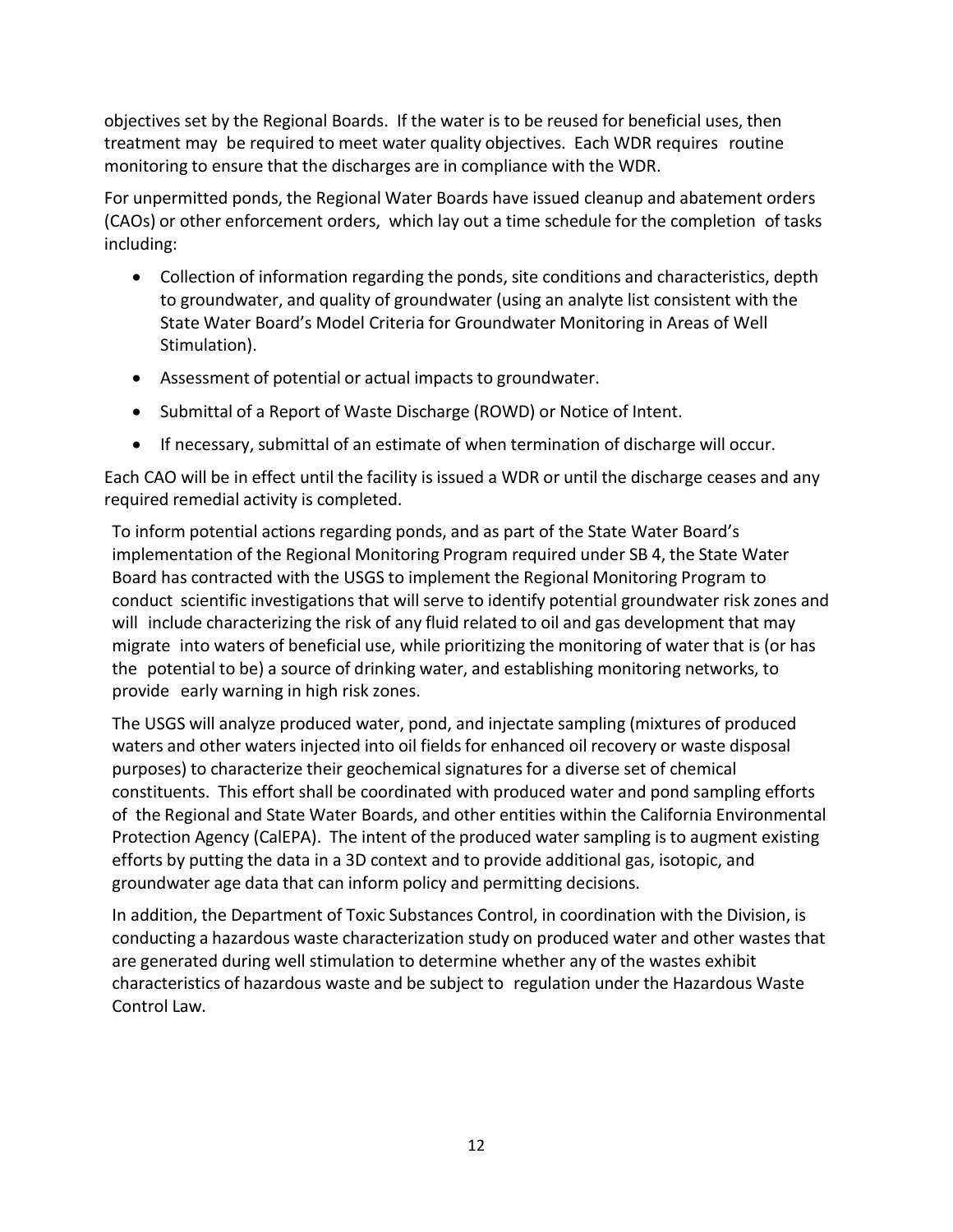objectives set by the Regional Boards. If the water is to be reused for beneficial uses, then treatment may be required to meet water quality objectives. Each WDR requires routine monitoring to ensure that the discharges are in compliance with the WDR.

For unpermitted ponds, the Regional Water Boards have issued cleanup and abatement orders (CAOs) or other enforcement orders, which lay out a time schedule for the completion of tasks including:

- Collection of information regarding the ponds, site conditions and characteristics, depth to groundwater, and quality of groundwater (using an analyte list consistent with the State Water Board's Model Criteria for Groundwater Monitoring in Areas of Well Stimulation).
- Assessment of potential or actual impacts to groundwater.
- Submittal of a Report of Waste Discharge (ROWD) or Notice of Intent.
- If necessary, submittal of an estimate of when termination of discharge will occur.

Each CAO will be in effect until the facility is issued a WDR or until the discharge ceases and any required remedial activity is completed.

To inform potential actions regarding ponds, and as part of the State Water Board's implementation of the Regional Monitoring Program required under SB 4, the State Water Board has contracted with the USGS to implement the Regional Monitoring Program to conduct scientific investigations that will serve to identify potential groundwater risk zones and will include characterizing the risk of any fluid related to oil and gas development that may migrate into waters of beneficial use, while prioritizing the monitoring of water that is (or has the potential to be) a source of drinking water, and establishing monitoring networks, to provide early warning in high risk zones.

The USGS will analyze produced water, pond, and injectate sampling (mixtures of produced waters and other waters injected into oil fields for enhanced oil recovery or waste disposal purposes) to characterize their geochemical signatures for a diverse set of chemical constituents. This effort shall be coordinated with produced water and pond sampling efforts of the Regional and State Water Boards, and other entities within the California Environmental Protection Agency (CalEPA). The intent of the produced water sampling is to augment existing efforts by putting the data in a 3D context and to provide additional gas, isotopic, and groundwater age data that can inform policy and permitting decisions.

In addition, the Department of Toxic Substances Control, in coordination with the Division, is conducting a hazardous waste characterization study on produced water and other wastes that are generated during well stimulation to determine whether any of the wastes exhibit characteristics of hazardous waste and be subject to regulation under the Hazardous Waste Control Law.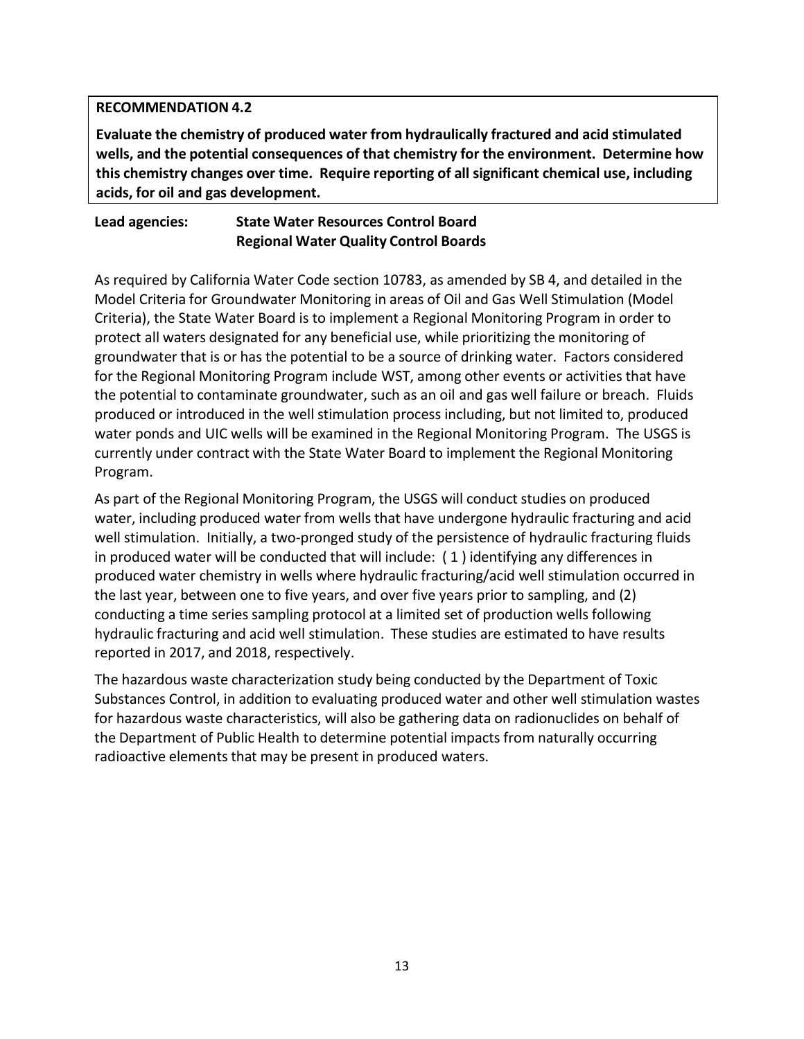**RECOMMENDATION 4.2**

**Evaluate the chemistry of produced water from hydraulically fractured and acid stimulated wells, and the potential consequences of that chemistry for the environment. Determine how this chemistry changes over time. Require reporting of all significant chemical use, including acids, for oil and gas development.**

**Lead agencies:** **State Water Resources Control Board**
**Regional Water Quality Control Boards**

As required by California Water Code section 10783, as amended by SB 4, and detailed in the Model Criteria for Groundwater Monitoring in areas of Oil and Gas Well Stimulation (Model Criteria), the State Water Board is to implement a Regional Monitoring Program in order to protect all waters designated for any beneficial use, while prioritizing the monitoring of groundwater that is or has the potential to be a source of drinking water. Factors considered for the Regional Monitoring Program include WST, among other events or activities that have the potential to contaminate groundwater, such as an oil and gas well failure or breach. Fluids produced or introduced in the well stimulation process including, but not limited to, produced water ponds and UIC wells will be examined in the Regional Monitoring Program. The USGS is currently under contract with the State Water Board to implement the Regional Monitoring Program.

As part of the Regional Monitoring Program, the USGS will conduct studies on produced water, including produced water from wells that have undergone hydraulic fracturing and acid well stimulation. Initially, a two-pronged study of the persistence of hydraulic fracturing fluids in produced water will be conducted that will include: ( 1 ) identifying any differences in produced water chemistry in wells where hydraulic fracturing/acid well stimulation occurred in the last year, between one to five years, and over five years prior to sampling, and (2) conducting a time series sampling protocol at a limited set of production wells following hydraulic fracturing and acid well stimulation. These studies are estimated to have results reported in 2017, and 2018, respectively.

The hazardous waste characterization study being conducted by the Department of Toxic Substances Control, in addition to evaluating produced water and other well stimulation wastes for hazardous waste characteristics, will also be gathering data on radionuclides on behalf of the Department of Public Health to determine potential impacts from naturally occurring radioactive elements that may be present in produced waters.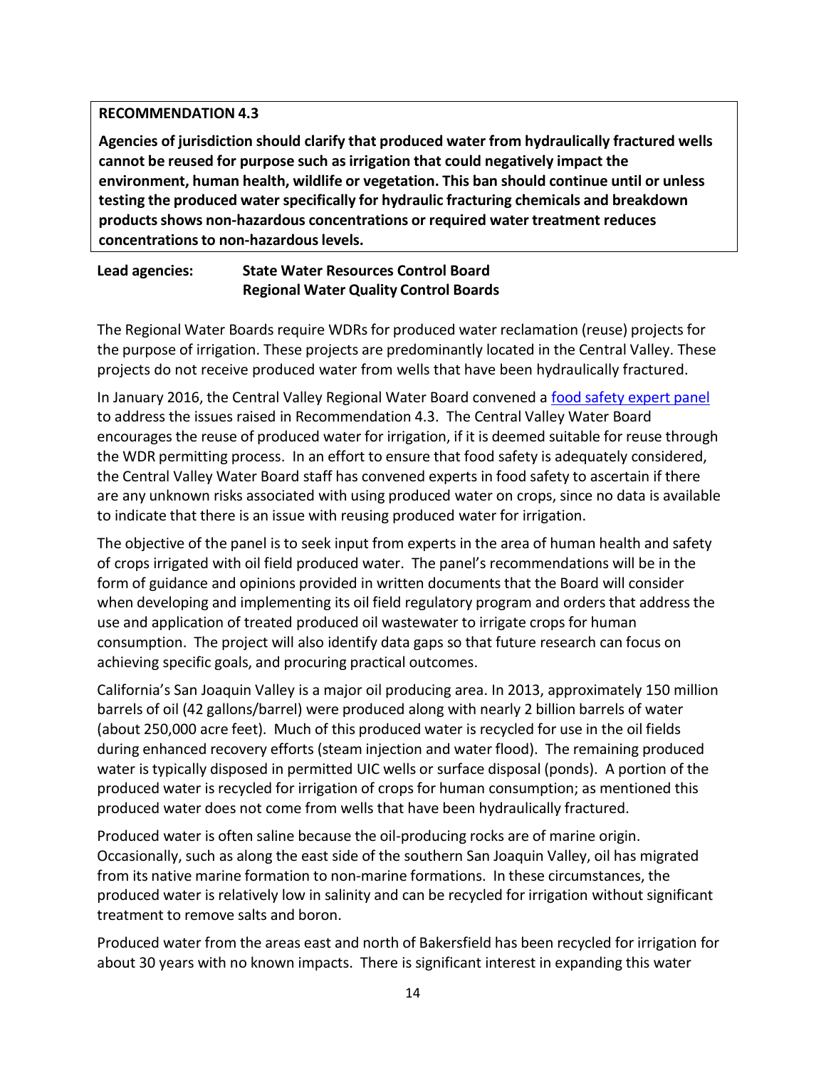**RECOMMENDATION 4.3**

**Agencies of jurisdiction should clarify that produced water from hydraulically fractured wells cannot be reused for purpose such as irrigation that could negatively impact the environment, human health, wildlife or vegetation. This ban should continue until or unless testing the produced water specifically for hydraulic fracturing chemicals and breakdown products shows non-hazardous concentrations or required water treatment reduces concentrations to non-hazardous levels.**

**Lead agencies:** **State Water Resources Control Board**
**Regional Water Quality Control Boards**

The Regional Water Boards require WDRs for produced water reclamation (reuse) projects for the purpose of irrigation. These projects are predominantly located in the Central Valley. These projects do not receive produced water from wells that have been hydraulically fractured.

In January 2016, the Central Valley Regional Water Board convened a [food safety expert panel](food safety expert panel) to address the issues raised in Recommendation 4.3. The Central Valley Water Board encourages the reuse of produced water for irrigation, if it is deemed suitable for reuse through the WDR permitting process. In an effort to ensure that food safety is adequately considered, the Central Valley Water Board staff has convened experts in food safety to ascertain if there are any unknown risks associated with using produced water on crops, since no data is available to indicate that there is an issue with reusing produced water for irrigation.

The objective of the panel is to seek input from experts in the area of human health and safety of crops irrigated with oil field produced water. The panel's recommendations will be in the form of guidance and opinions provided in written documents that the Board will consider when developing and implementing its oil field regulatory program and orders that address the use and application of treated produced oil wastewater to irrigate crops for human consumption. The project will also identify data gaps so that future research can focus on achieving specific goals, and procuring practical outcomes.

California's San Joaquin Valley is a major oil producing area. In 2013, approximately 150 million barrels of oil (42 gallons/barrel) were produced along with nearly 2 billion barrels of water (about 250,000 acre feet). Much of this produced water is recycled for use in the oil fields during enhanced recovery efforts (steam injection and water flood). The remaining produced water is typically disposed in permitted UIC wells or surface disposal (ponds). A portion of the produced water is recycled for irrigation of crops for human consumption; as mentioned this produced water does not come from wells that have been hydraulically fractured.

Produced water is often saline because the oil-producing rocks are of marine origin. Occasionally, such as along the east side of the southern San Joaquin Valley, oil has migrated from its native marine formation to non-marine formations. In these circumstances, the produced water is relatively low in salinity and can be recycled for irrigation without significant treatment to remove salts and boron.

Produced water from the areas east and north of Bakersfield has been recycled for irrigation for about 30 years with no known impacts. There is significant interest in expanding this water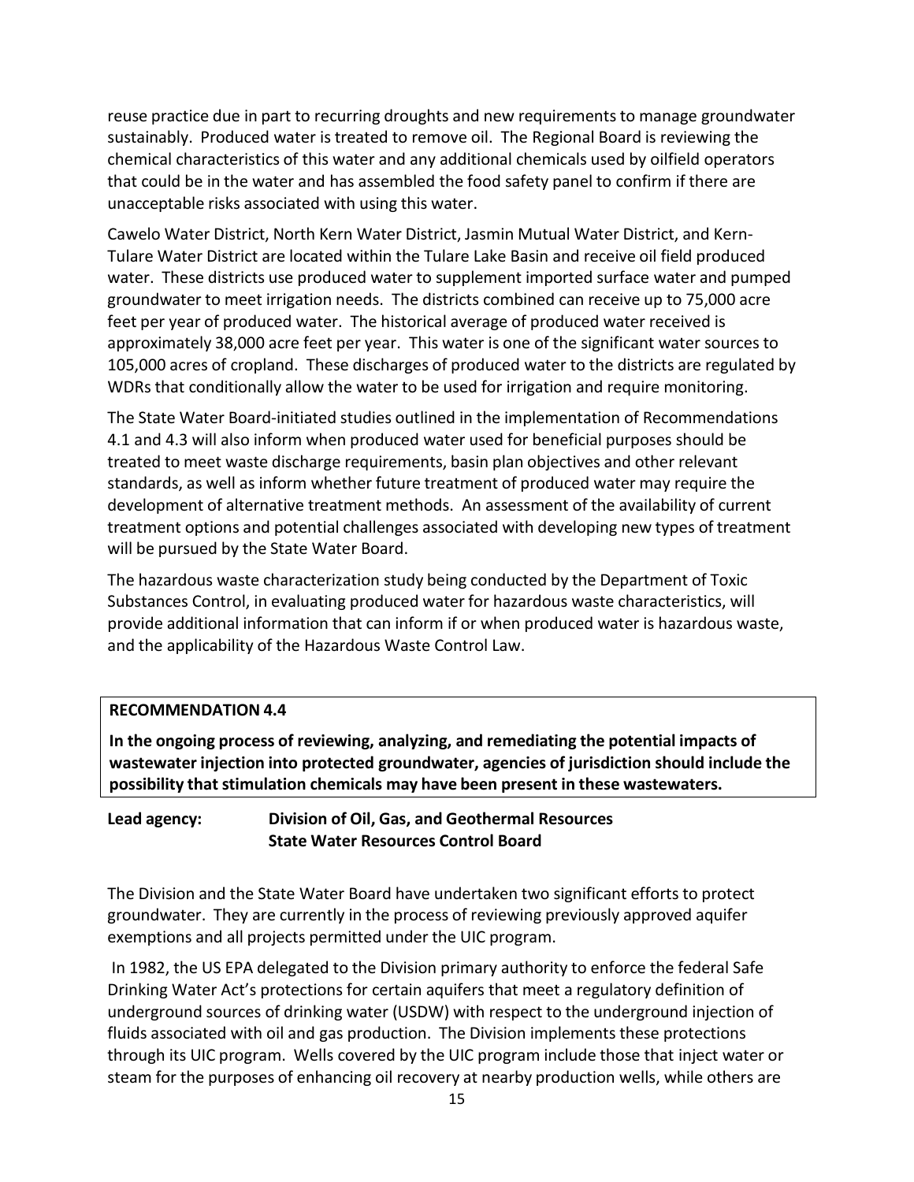reuse practice due in part to recurring droughts and new requirements to manage groundwater sustainably. Produced water is treated to remove oil. The Regional Board is reviewing the chemical characteristics of this water and any additional chemicals used by oilfield operators that could be in the water and has assembled the food safety panel to confirm if there are unacceptable risks associated with using this water.

Cawelo Water District, North Kern Water District, Jasmin Mutual Water District, and Kern-Tulare Water District are located within the Tulare Lake Basin and receive oil field produced water. These districts use produced water to supplement imported surface water and pumped groundwater to meet irrigation needs. The districts combined can receive up to 75,000 acre feet per year of produced water. The historical average of produced water received is approximately 38,000 acre feet per year. This water is one of the significant water sources to 105,000 acres of cropland. These discharges of produced water to the districts are regulated by WDRs that conditionally allow the water to be used for irrigation and require monitoring.

The State Water Board-initiated studies outlined in the implementation of Recommendations 4.1 and 4.3 will also inform when produced water used for beneficial purposes should be treated to meet waste discharge requirements, basin plan objectives and other relevant standards, as well as inform whether future treatment of produced water may require the development of alternative treatment methods. An assessment of the availability of current treatment options and potential challenges associated with developing new types of treatment will be pursued by the State Water Board.

The hazardous waste characterization study being conducted by the Department of Toxic Substances Control, in evaluating produced water for hazardous waste characteristics, will provide additional information that can inform if or when produced water is hazardous waste, and the applicability of the Hazardous Waste Control Law.

**RECOMMENDATION 4.4**

**In the ongoing process of reviewing, analyzing, and remediating the potential impacts of wastewater injection into protected groundwater, agencies of jurisdiction should include the possibility that stimulation chemicals may have been present in these wastewaters.**

**Lead agency:** **Division of Oil, Gas, and Geothermal Resources**
**State Water Resources Control Board**

The Division and the State Water Board have undertaken two significant efforts to protect groundwater. They are currently in the process of reviewing previously approved aquifer exemptions and all projects permitted under the UIC program.

In 1982, the US EPA delegated to the Division primary authority to enforce the federal Safe Drinking Water Act's protections for certain aquifers that meet a regulatory definition of underground sources of drinking water (USDW) with respect to the underground injection of fluids associated with oil and gas production. The Division implements these protections through its UIC program. Wells covered by the UIC program include those that inject water or steam for the purposes of enhancing oil recovery at nearby production wells, while others are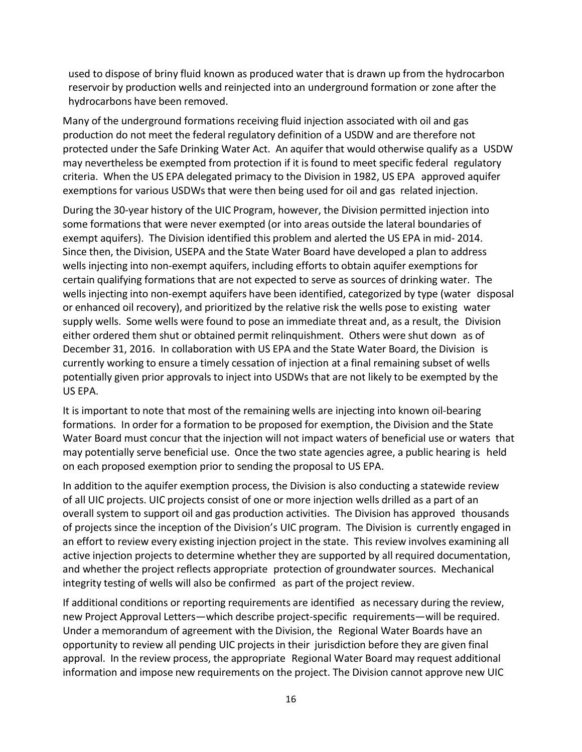used to dispose of briny fluid known as produced water that is drawn up from the hydrocarbon reservoir by production wells and reinjected into an underground formation or zone after the hydrocarbons have been removed.

Many of the underground formations receiving fluid injection associated with oil and gas production do not meet the federal regulatory definition of a USDW and are therefore not protected under the Safe Drinking Water Act. An aquifer that would otherwise qualify as a USDW may nevertheless be exempted from protection if it is found to meet specific federal regulatory criteria. When the US EPA delegated primacy to the Division in 1982, US EPA approved aquifer exemptions for various USDWs that were then being used for oil and gas related injection.

During the 30-year history of the UIC Program, however, the Division permitted injection into some formations that were never exempted (or into areas outside the lateral boundaries of exempt aquifers). The Division identified this problem and alerted the US EPA in mid- 2014. Since then, the Division, USEPA and the State Water Board have developed a plan to address wells injecting into non-exempt aquifers, including efforts to obtain aquifer exemptions for certain qualifying formations that are not expected to serve as sources of drinking water. The wells injecting into non-exempt aquifers have been identified, categorized by type (water disposal or enhanced oil recovery), and prioritized by the relative risk the wells pose to existing water supply wells. Some wells were found to pose an immediate threat and, as a result, the Division either ordered them shut or obtained permit relinquishment. Others were shut down as of December 31, 2016. In collaboration with US EPA and the State Water Board, the Division is currently working to ensure a timely cessation of injection at a final remaining subset of wells potentially given prior approvals to inject into USDWs that are not likely to be exempted by the US EPA.

It is important to note that most of the remaining wells are injecting into known oil-bearing formations. In order for a formation to be proposed for exemption, the Division and the State Water Board must concur that the injection will not impact waters of beneficial use or waters that may potentially serve beneficial use. Once the two state agencies agree, a public hearing is held on each proposed exemption prior to sending the proposal to US EPA.

In addition to the aquifer exemption process, the Division is also conducting a statewide review of all UIC projects. UIC projects consist of one or more injection wells drilled as a part of an overall system to support oil and gas production activities. The Division has approved thousands of projects since the inception of the Division's UIC program. The Division is currently engaged in an effort to review every existing injection project in the state. This review involves examining all active injection projects to determine whether they are supported by all required documentation, and whether the project reflects appropriate protection of groundwater sources. Mechanical integrity testing of wells will also be confirmed as part of the project review.

If additional conditions or reporting requirements are identified as necessary during the review, new Project Approval Letters—which describe project-specific requirements—will be required. Under a memorandum of agreement with the Division, the Regional Water Boards have an opportunity to review all pending UIC projects in their jurisdiction before they are given final approval. In the review process, the appropriate Regional Water Board may request additional information and impose new requirements on the project. The Division cannot approve new UIC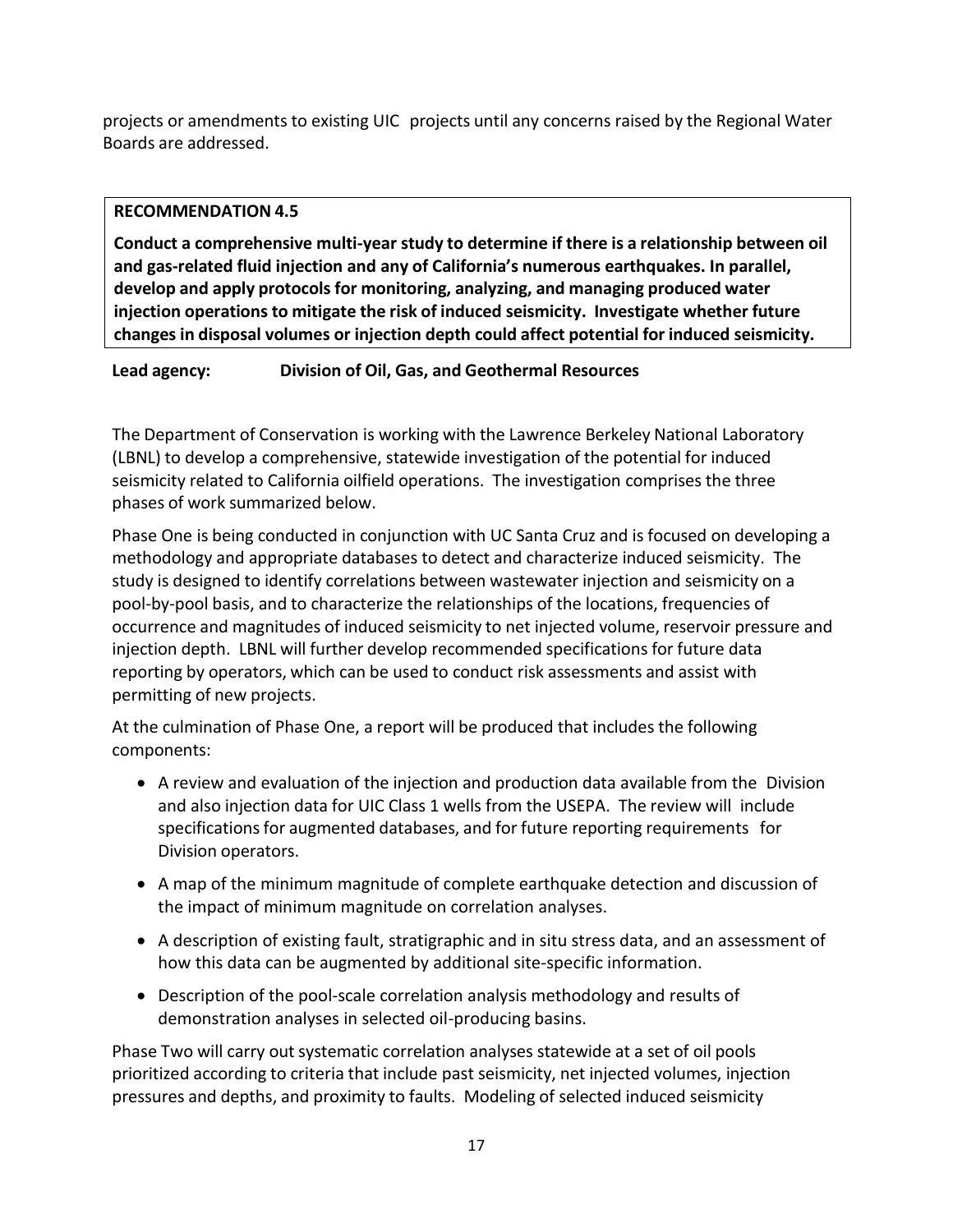projects or amendments to existing UIC projects until any concerns raised by the Regional Water Boards are addressed.

**RECOMMENDATION 4.5**

**Conduct a comprehensive multi-year study to determine if there is a relationship between oil and gas-related fluid injection and any of California's numerous earthquakes. In parallel, develop and apply protocols for monitoring, analyzing, and managing produced water injection operations to mitigate the risk of induced seismicity. Investigate whether future changes in disposal volumes or injection depth could affect potential for induced seismicity.**

**Lead agency: Division of Oil, Gas, and Geothermal Resources**

The Department of Conservation is working with the Lawrence Berkeley National Laboratory (LBNL) to develop a comprehensive, statewide investigation of the potential for induced seismicity related to California oilfield operations. The investigation comprises the three phases of work summarized below.

Phase One is being conducted in conjunction with UC Santa Cruz and is focused on developing a methodology and appropriate databases to detect and characterize induced seismicity. The study is designed to identify correlations between wastewater injection and seismicity on a pool-by-pool basis, and to characterize the relationships of the locations, frequencies of occurrence and magnitudes of induced seismicity to net injected volume, reservoir pressure and injection depth. LBNL will further develop recommended specifications for future data reporting by operators, which can be used to conduct risk assessments and assist with permitting of new projects.

At the culmination of Phase One, a report will be produced that includes the following components:

- A review and evaluation of the injection and production data available from the Division and also injection data for UIC Class 1 wells from the USEPA. The review will include specifications for augmented databases, and for future reporting requirements for Division operators.
- A map of the minimum magnitude of complete earthquake detection and discussion of the impact of minimum magnitude on correlation analyses.
- A description of existing fault, stratigraphic and in situ stress data, and an assessment of how this data can be augmented by additional site-specific information.
- Description of the pool-scale correlation analysis methodology and results of demonstration analyses in selected oil-producing basins.

Phase Two will carry out systematic correlation analyses statewide at a set of oil pools prioritized according to criteria that include past seismicity, net injected volumes, injection pressures and depths, and proximity to faults. Modeling of selected induced seismicity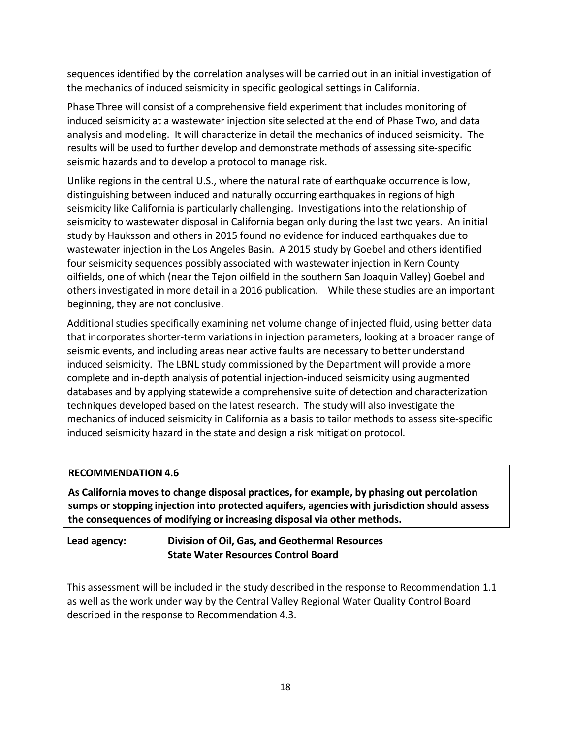sequences identified by the correlation analyses will be carried out in an initial investigation of the mechanics of induced seismicity in specific geological settings in California.

Phase Three will consist of a comprehensive field experiment that includes monitoring of induced seismicity at a wastewater injection site selected at the end of Phase Two, and data analysis and modeling. It will characterize in detail the mechanics of induced seismicity. The results will be used to further develop and demonstrate methods of assessing site-specific seismic hazards and to develop a protocol to manage risk.

Unlike regions in the central U.S., where the natural rate of earthquake occurrence is low, distinguishing between induced and naturally occurring earthquakes in regions of high seismicity like California is particularly challenging. Investigations into the relationship of seismicity to wastewater disposal in California began only during the last two years. An initial study by Hauksson and others in 2015 found no evidence for induced earthquakes due to wastewater injection in the Los Angeles Basin. A 2015 study by Goebel and others identified four seismicity sequences possibly associated with wastewater injection in Kern County oilfields, one of which (near the Tejon oilfield in the southern San Joaquin Valley) Goebel and others investigated in more detail in a 2016 publication. While these studies are an important beginning, they are not conclusive.

Additional studies specifically examining net volume change of injected fluid, using better data that incorporates shorter-term variations in injection parameters, looking at a broader range of seismic events, and including areas near active faults are necessary to better understand induced seismicity. The LBNL study commissioned by the Department will provide a more complete and in-depth analysis of potential injection-induced seismicity using augmented databases and by applying statewide a comprehensive suite of detection and characterization techniques developed based on the latest research. The study will also investigate the mechanics of induced seismicity in California as a basis to tailor methods to assess site-specific induced seismicity hazard in the state and design a risk mitigation protocol.

**RECOMMENDATION 4.6**

**As California moves to change disposal practices, for example, by phasing out percolation sumps or stopping injection into protected aquifers, agencies with jurisdiction should assess the consequences of modifying or increasing disposal via other methods.**

**Lead agency:** **Division of Oil, Gas, and Geothermal Resources**
**State Water Resources Control Board**

This assessment will be included in the study described in the response to Recommendation 1.1 as well as the work under way by the Central Valley Regional Water Quality Control Board described in the response to Recommendation 4.3.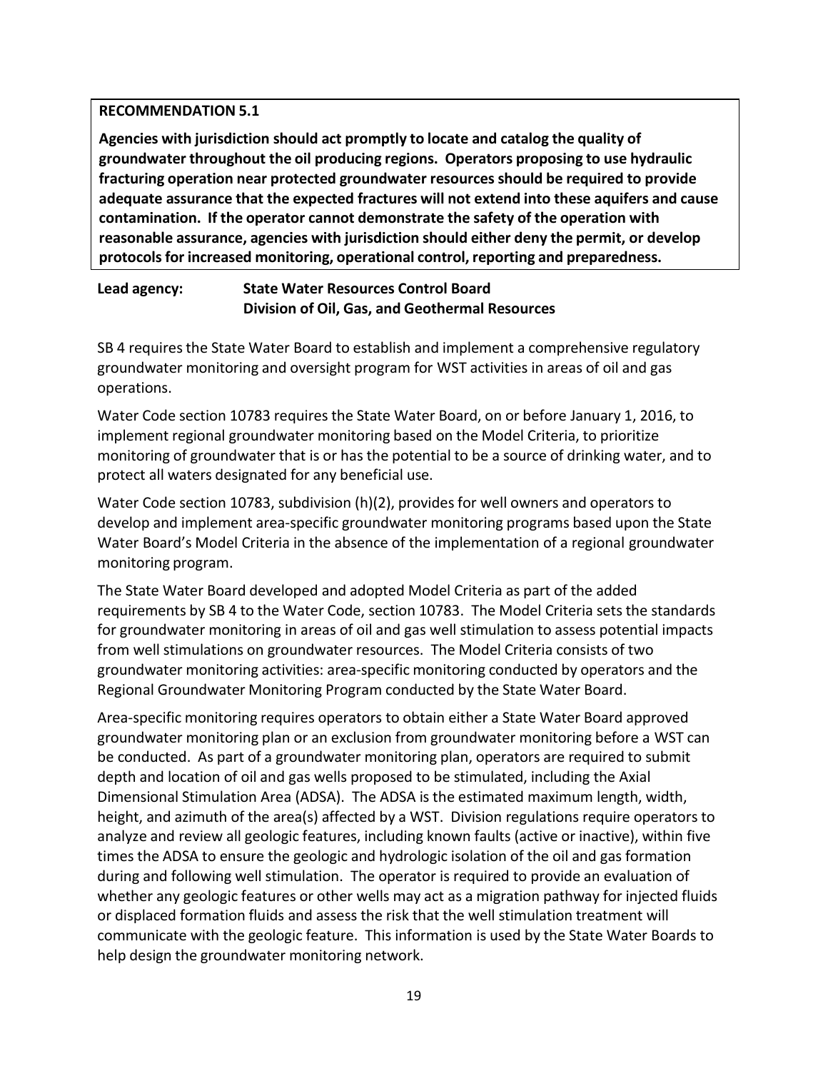**RECOMMENDATION 5.1**

**Agencies with jurisdiction should act promptly to locate and catalog the quality of groundwater throughout the oil producing regions. Operators proposing to use hydraulic fracturing operation near protected groundwater resources should be required to provide adequate assurance that the expected fractures will not extend into these aquifers and cause contamination. If the operator cannot demonstrate the safety of the operation with reasonable assurance, agencies with jurisdiction should either deny the permit, or develop protocols for increased monitoring, operational control, reporting and preparedness.**

**Lead agency:** **State Water Resources Control Board**
**Division of Oil, Gas, and Geothermal Resources**

SB 4 requires the State Water Board to establish and implement a comprehensive regulatory groundwater monitoring and oversight program for WST activities in areas of oil and gas operations.

Water Code section 10783 requires the State Water Board, on or before January 1, 2016, to implement regional groundwater monitoring based on the Model Criteria, to prioritize monitoring of groundwater that is or has the potential to be a source of drinking water, and to protect all waters designated for any beneficial use.

Water Code section 10783, subdivision (h)(2), provides for well owners and operators to develop and implement area-specific groundwater monitoring programs based upon the State Water Board's Model Criteria in the absence of the implementation of a regional groundwater monitoring program.

The State Water Board developed and adopted Model Criteria as part of the added requirements by SB 4 to the Water Code, section 10783. The Model Criteria sets the standards for groundwater monitoring in areas of oil and gas well stimulation to assess potential impacts from well stimulations on groundwater resources. The Model Criteria consists of two groundwater monitoring activities: area-specific monitoring conducted by operators and the Regional Groundwater Monitoring Program conducted by the State Water Board.

Area-specific monitoring requires operators to obtain either a State Water Board approved groundwater monitoring plan or an exclusion from groundwater monitoring before a WST can be conducted. As part of a groundwater monitoring plan, operators are required to submit depth and location of oil and gas wells proposed to be stimulated, including the Axial Dimensional Stimulation Area (ADSA). The ADSA is the estimated maximum length, width, height, and azimuth of the area(s) affected by a WST. Division regulations require operators to analyze and review all geologic features, including known faults (active or inactive), within five times the ADSA to ensure the geologic and hydrologic isolation of the oil and gas formation during and following well stimulation. The operator is required to provide an evaluation of whether any geologic features or other wells may act as a migration pathway for injected fluids or displaced formation fluids and assess the risk that the well stimulation treatment will communicate with the geologic feature. This information is used by the State Water Boards to help design the groundwater monitoring network.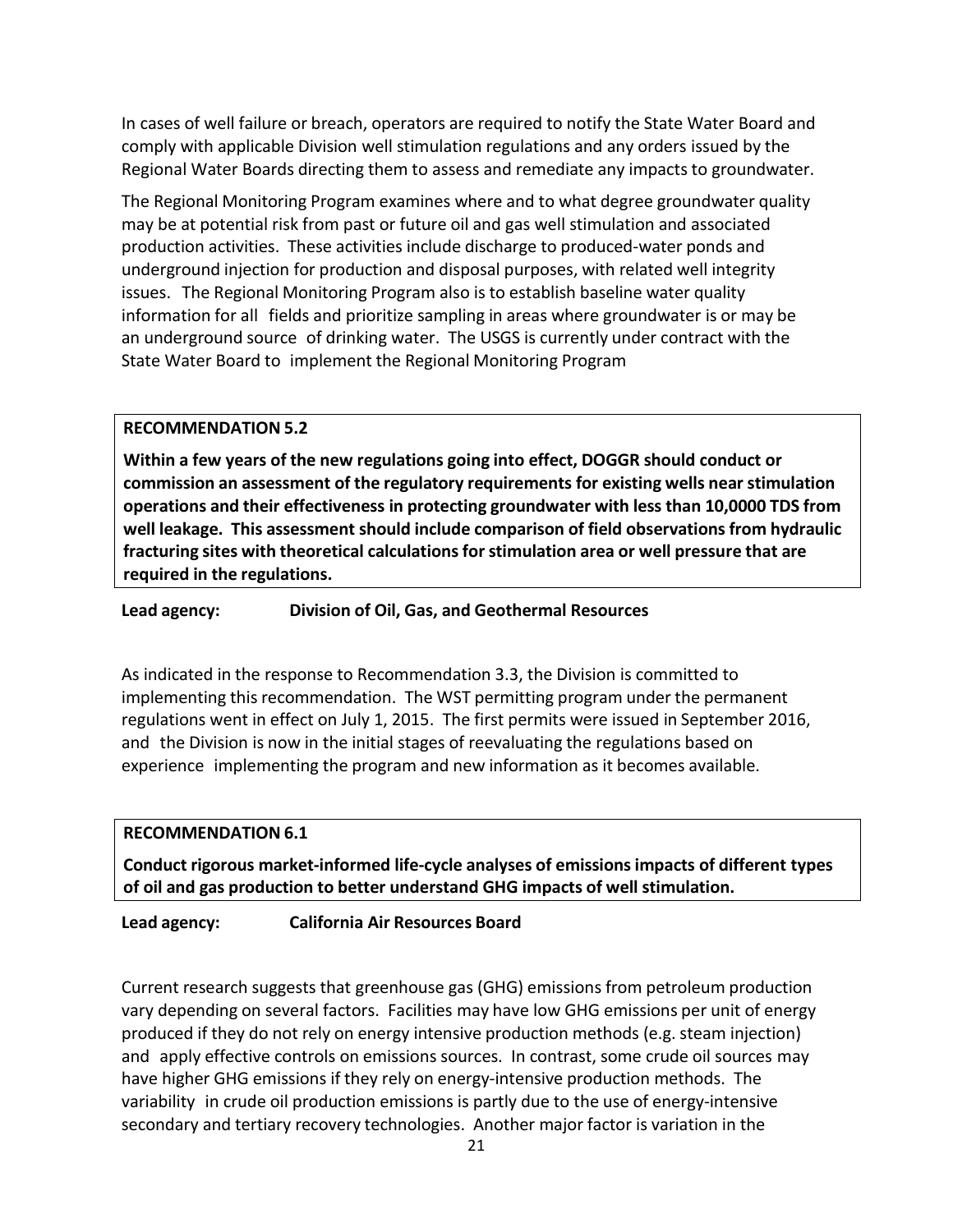In cases of well failure or breach, operators are required to notify the State Water Board and comply with applicable Division well stimulation regulations and any orders issued by the Regional Water Boards directing them to assess and remediate any impacts to groundwater.

The Regional Monitoring Program examines where and to what degree groundwater quality may be at potential risk from past or future oil and gas well stimulation and associated production activities. These activities include discharge to produced-water ponds and underground injection for production and disposal purposes, with related well integrity issues. The Regional Monitoring Program also is to establish baseline water quality information for all fields and prioritize sampling in areas where groundwater is or may be an underground source of drinking water. The USGS is currently under contract with the State Water Board to implement the Regional Monitoring Program

**RECOMMENDATION 5.2**

**Within a few years of the new regulations going into effect, DOGGR should conduct or commission an assessment of the regulatory requirements for existing wells near stimulation operations and their effectiveness in protecting groundwater with less than 10,0000 TDS from well leakage. This assessment should include comparison of field observations from hydraulic fracturing sites with theoretical calculations for stimulation area or well pressure that are required in the regulations.**

**Lead agency: Division of Oil, Gas, and Geothermal Resources**

As indicated in the response to Recommendation 3.3, the Division is committed to implementing this recommendation. The WST permitting program under the permanent regulations went in effect on July 1, 2015. The first permits were issued in September 2016, and the Division is now in the initial stages of reevaluating the regulations based on experience implementing the program and new information as it becomes available.

**RECOMMENDATION 6.1**

**Conduct rigorous market-informed life-cycle analyses of emissions impacts of different types of oil and gas production to better understand GHG impacts of well stimulation.**

**Lead agency: California Air Resources Board**

Current research suggests that greenhouse gas (GHG) emissions from petroleum production vary depending on several factors. Facilities may have low GHG emissions per unit of energy produced if they do not rely on energy intensive production methods (e.g. steam injection) and apply effective controls on emissions sources. In contrast, some crude oil sources may have higher GHG emissions if they rely on energy-intensive production methods. The variability in crude oil production emissions is partly due to the use of energy-intensive secondary and tertiary recovery technologies. Another major factor is variation in the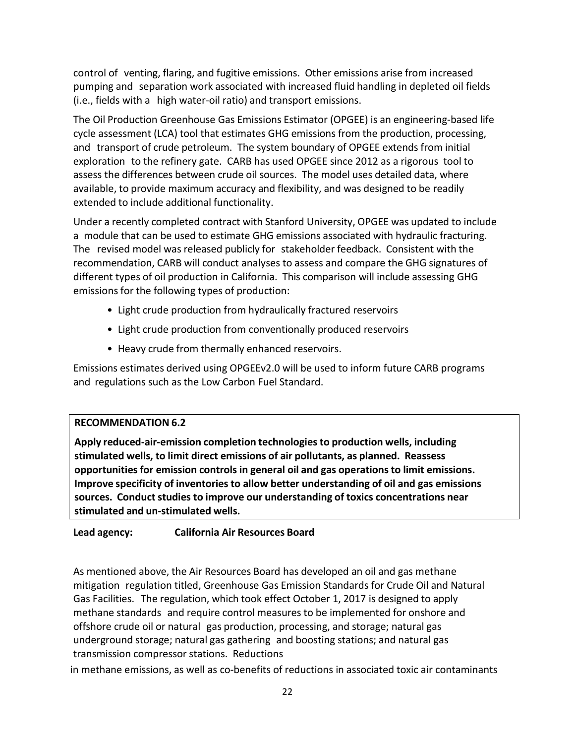control of venting, flaring, and fugitive emissions. Other emissions arise from increased pumping and separation work associated with increased fluid handling in depleted oil fields (i.e., fields with a high water-oil ratio) and transport emissions.

The Oil Production Greenhouse Gas Emissions Estimator (OPGEE) is an engineering-based life cycle assessment (LCA) tool that estimates GHG emissions from the production, processing, and transport of crude petroleum. The system boundary of OPGEE extends from initial exploration to the refinery gate. CARB has used OPGEE since 2012 as a rigorous tool to assess the differences between crude oil sources. The model uses detailed data, where available, to provide maximum accuracy and flexibility, and was designed to be readily extended to include additional functionality.

Under a recently completed contract with Stanford University, OPGEE was updated to include a module that can be used to estimate GHG emissions associated with hydraulic fracturing. The revised model was released publicly for stakeholder feedback. Consistent with the recommendation, CARB will conduct analyses to assess and compare the GHG signatures of different types of oil production in California. This comparison will include assessing GHG emissions for the following types of production:

- Light crude production from hydraulically fractured reservoirs
- Light crude production from conventionally produced reservoirs
- Heavy crude from thermally enhanced reservoirs.

Emissions estimates derived using OPGEEv2.0 will be used to inform future CARB programs and regulations such as the Low Carbon Fuel Standard.

**RECOMMENDATION 6.2**

**Apply reduced-air-emission completion technologies to production wells, including stimulated wells, to limit direct emissions of air pollutants, as planned. Reassess opportunities for emission controls in general oil and gas operations to limit emissions. Improve specificity of inventories to allow better understanding of oil and gas emissions sources. Conduct studies to improve our understanding of toxics concentrations near stimulated and un-stimulated wells.**

**Lead agency: California Air Resources Board**

As mentioned above, the Air Resources Board has developed an oil and gas methane mitigation regulation titled, Greenhouse Gas Emission Standards for Crude Oil and Natural Gas Facilities. The regulation, which took effect October 1, 2017 is designed to apply methane standards and require control measures to be implemented for onshore and offshore crude oil or natural gas production, processing, and storage; natural gas underground storage; natural gas gathering and boosting stations; and natural gas transmission compressor stations. Reductions in methane emissions, as well as co-benefits of reductions in associated toxic air contaminants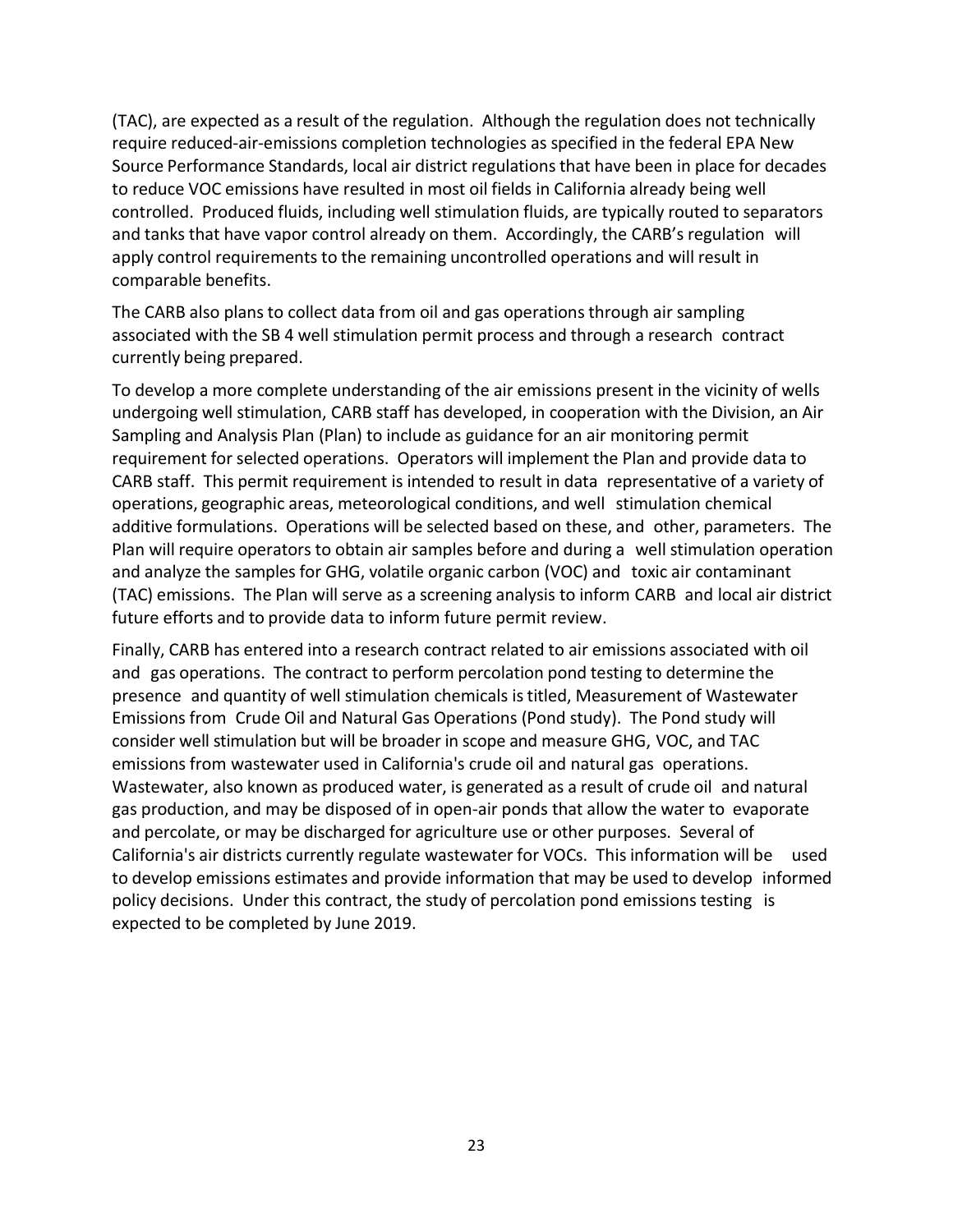(TAC), are expected as a result of the regulation. Although the regulation does not technically require reduced-air-emissions completion technologies as specified in the federal EPA New Source Performance Standards, local air district regulations that have been in place for decades to reduce VOC emissions have resulted in most oil fields in California already being well controlled. Produced fluids, including well stimulation fluids, are typically routed to separators and tanks that have vapor control already on them. Accordingly, the CARB's regulation will apply control requirements to the remaining uncontrolled operations and will result in comparable benefits.

The CARB also plans to collect data from oil and gas operations through air sampling associated with the SB 4 well stimulation permit process and through a research contract currently being prepared.

To develop a more complete understanding of the air emissions present in the vicinity of wells undergoing well stimulation, CARB staff has developed, in cooperation with the Division, an Air Sampling and Analysis Plan (Plan) to include as guidance for an air monitoring permit requirement for selected operations. Operators will implement the Plan and provide data to CARB staff. This permit requirement is intended to result in data representative of a variety of operations, geographic areas, meteorological conditions, and well stimulation chemical additive formulations. Operations will be selected based on these, and other, parameters. The Plan will require operators to obtain air samples before and during a well stimulation operation and analyze the samples for GHG, volatile organic carbon (VOC) and toxic air contaminant (TAC) emissions. The Plan will serve as a screening analysis to inform CARB and local air district future efforts and to provide data to inform future permit review.

Finally, CARB has entered into a research contract related to air emissions associated with oil and gas operations. The contract to perform percolation pond testing to determine the presence and quantity of well stimulation chemicals is titled, Measurement of Wastewater Emissions from Crude Oil and Natural Gas Operations (Pond study). The Pond study will consider well stimulation but will be broader in scope and measure GHG, VOC, and TAC emissions from wastewater used in California's crude oil and natural gas operations. Wastewater, also known as produced water, is generated as a result of crude oil and natural gas production, and may be disposed of in open-air ponds that allow the water to evaporate and percolate, or may be discharged for agriculture use or other purposes. Several of California's air districts currently regulate wastewater for VOCs. This information will be used to develop emissions estimates and provide information that may be used to develop informed policy decisions. Under this contract, the study of percolation pond emissions testing is expected to be completed by June 2019.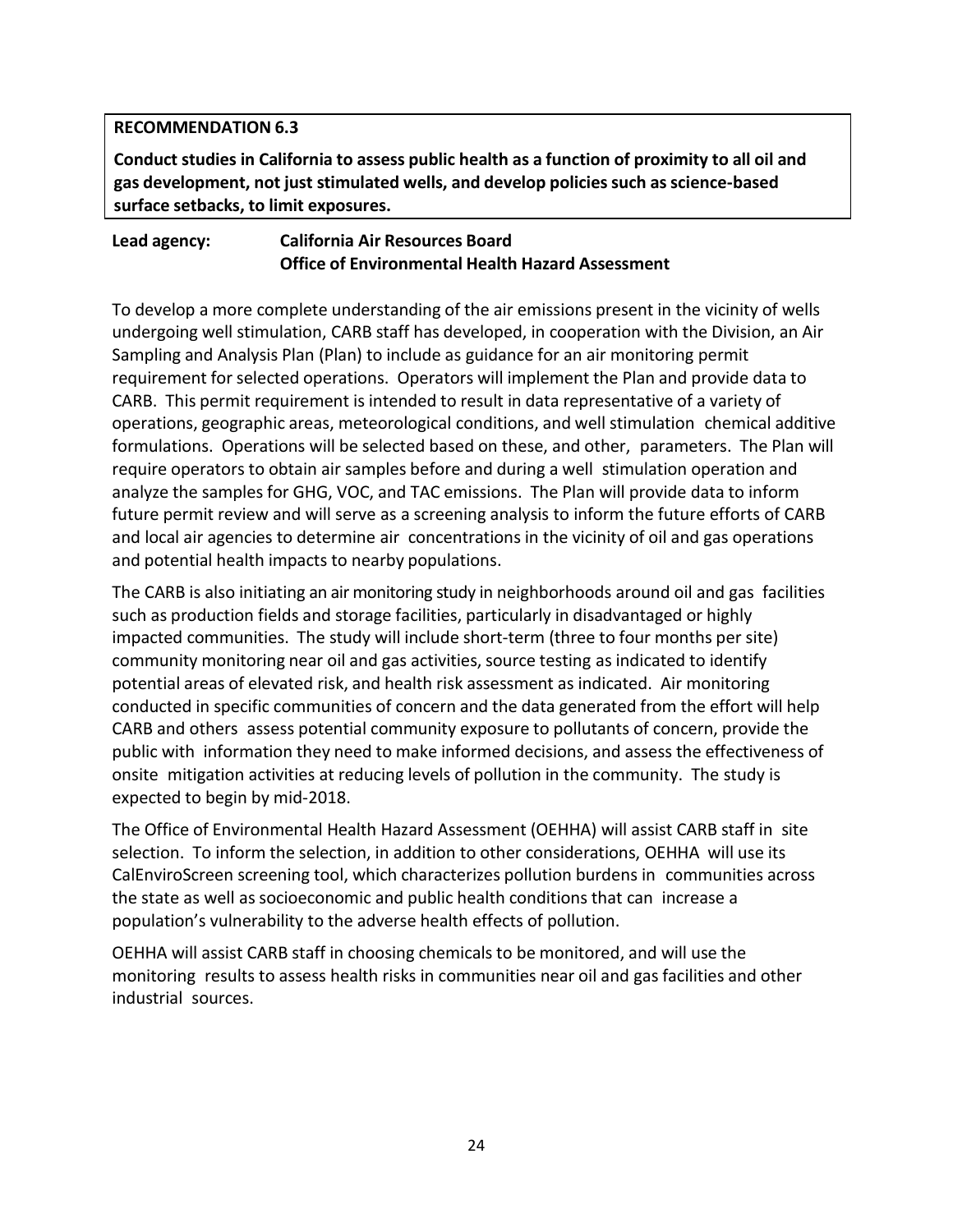**RECOMMENDATION 6.3**

**Conduct studies in California to assess public health as a function of proximity to all oil and gas development, not just stimulated wells, and develop policies such as science-based surface setbacks, to limit exposures.**

**Lead agency:** **California Air Resources Board**
**Office of Environmental Health Hazard Assessment**

To develop a more complete understanding of the air emissions present in the vicinity of wells undergoing well stimulation, CARB staff has developed, in cooperation with the Division, an Air Sampling and Analysis Plan (Plan) to include as guidance for an air monitoring permit requirement for selected operations. Operators will implement the Plan and provide data to CARB. This permit requirement is intended to result in data representative of a variety of operations, geographic areas, meteorological conditions, and well stimulation chemical additive formulations. Operations will be selected based on these, and other, parameters. The Plan will require operators to obtain air samples before and during a well stimulation operation and analyze the samples for GHG, VOC, and TAC emissions. The Plan will provide data to inform future permit review and will serve as a screening analysis to inform the future efforts of CARB and local air agencies to determine air concentrations in the vicinity of oil and gas operations and potential health impacts to nearby populations.

The CARB is also initiating an air monitoring study in neighborhoods around oil and gas facilities such as production fields and storage facilities, particularly in disadvantaged or highly impacted communities. The study will include short-term (three to four months per site) community monitoring near oil and gas activities, source testing as indicated to identify potential areas of elevated risk, and health risk assessment as indicated. Air monitoring conducted in specific communities of concern and the data generated from the effort will help CARB and others assess potential community exposure to pollutants of concern, provide the public with information they need to make informed decisions, and assess the effectiveness of onsite mitigation activities at reducing levels of pollution in the community. The study is expected to begin by mid-2018.

The Office of Environmental Health Hazard Assessment (OEHHA) will assist CARB staff in site selection. To inform the selection, in addition to other considerations, OEHHA will use its CalEnviroScreen screening tool, which characterizes pollution burdens in communities across the state as well as socioeconomic and public health conditions that can increase a population's vulnerability to the adverse health effects of pollution.

OEHHA will assist CARB staff in choosing chemicals to be monitored, and will use the monitoring results to assess health risks in communities near oil and gas facilities and other industrial sources.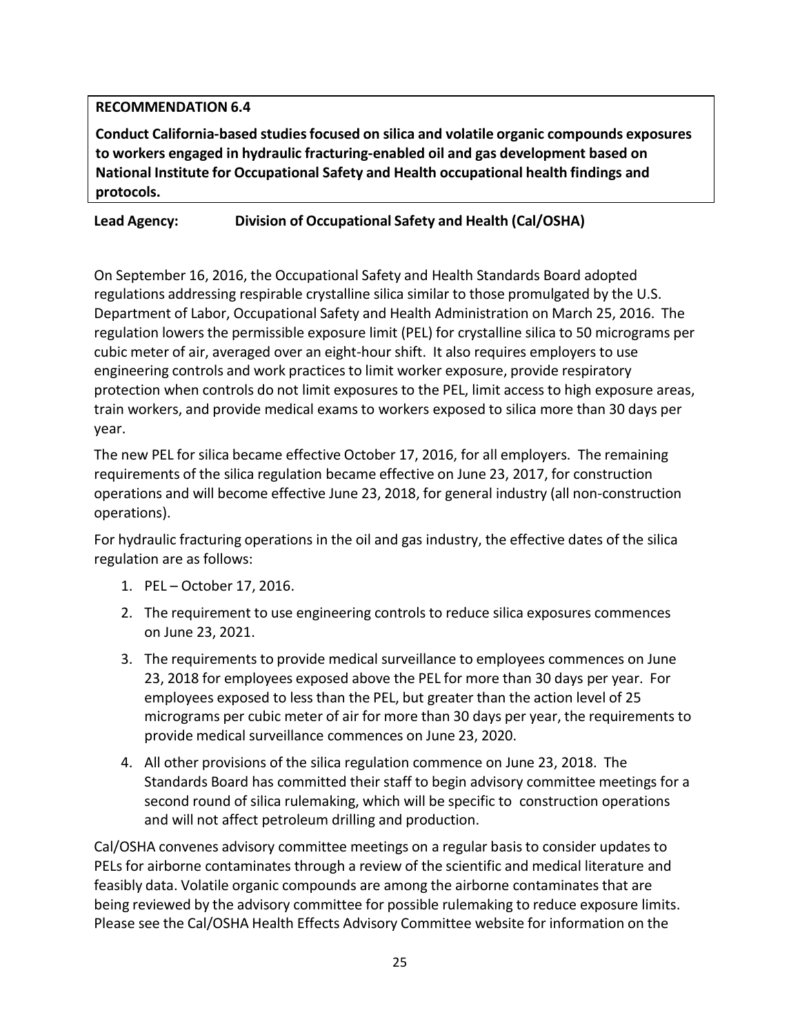**RECOMMENDATION 6.4**

**Conduct California-based studies focused on silica and volatile organic compounds exposures to workers engaged in hydraulic fracturing-enabled oil and gas development based on National Institute for Occupational Safety and Health occupational health findings and protocols.**

**Lead Agency:** **Division of Occupational Safety and Health (Cal/OSHA)**

On September 16, 2016, the Occupational Safety and Health Standards Board adopted regulations addressing respirable crystalline silica similar to those promulgated by the U.S. Department of Labor, Occupational Safety and Health Administration on March 25, 2016. The regulation lowers the permissible exposure limit (PEL) for crystalline silica to 50 micrograms per cubic meter of air, averaged over an eight-hour shift. It also requires employers to use engineering controls and work practices to limit worker exposure, provide respiratory protection when controls do not limit exposures to the PEL, limit access to high exposure areas, train workers, and provide medical exams to workers exposed to silica more than 30 days per year.

The new PEL for silica became effective October 17, 2016, for all employers. The remaining requirements of the silica regulation became effective on June 23, 2017, for construction operations and will become effective June 23, 2018, for general industry (all non-construction operations).

For hydraulic fracturing operations in the oil and gas industry, the effective dates of the silica regulation are as follows:

1. PEL – October 17, 2016.
2. The requirement to use engineering controls to reduce silica exposures commences on June 23, 2021.
3. The requirements to provide medical surveillance to employees commences on June 23, 2018 for employees exposed above the PEL for more than 30 days per year. For employees exposed to less than the PEL, but greater than the action level of 25 micrograms per cubic meter of air for more than 30 days per year, the requirements to provide medical surveillance commences on June 23, 2020.
4. All other provisions of the silica regulation commence on June 23, 2018. The Standards Board has committed their staff to begin advisory committee meetings for a second round of silica rulemaking, which will be specific to construction operations and will not affect petroleum drilling and production.

Cal/OSHA convenes advisory committee meetings on a regular basis to consider updates to PELs for airborne contaminates through a review of the scientific and medical literature and feasibly data. Volatile organic compounds are among the airborne contaminates that are being reviewed by the advisory committee for possible rulemaking to reduce exposure limits. Please see the Cal/OSHA Health Effects Advisory Committee website for information on the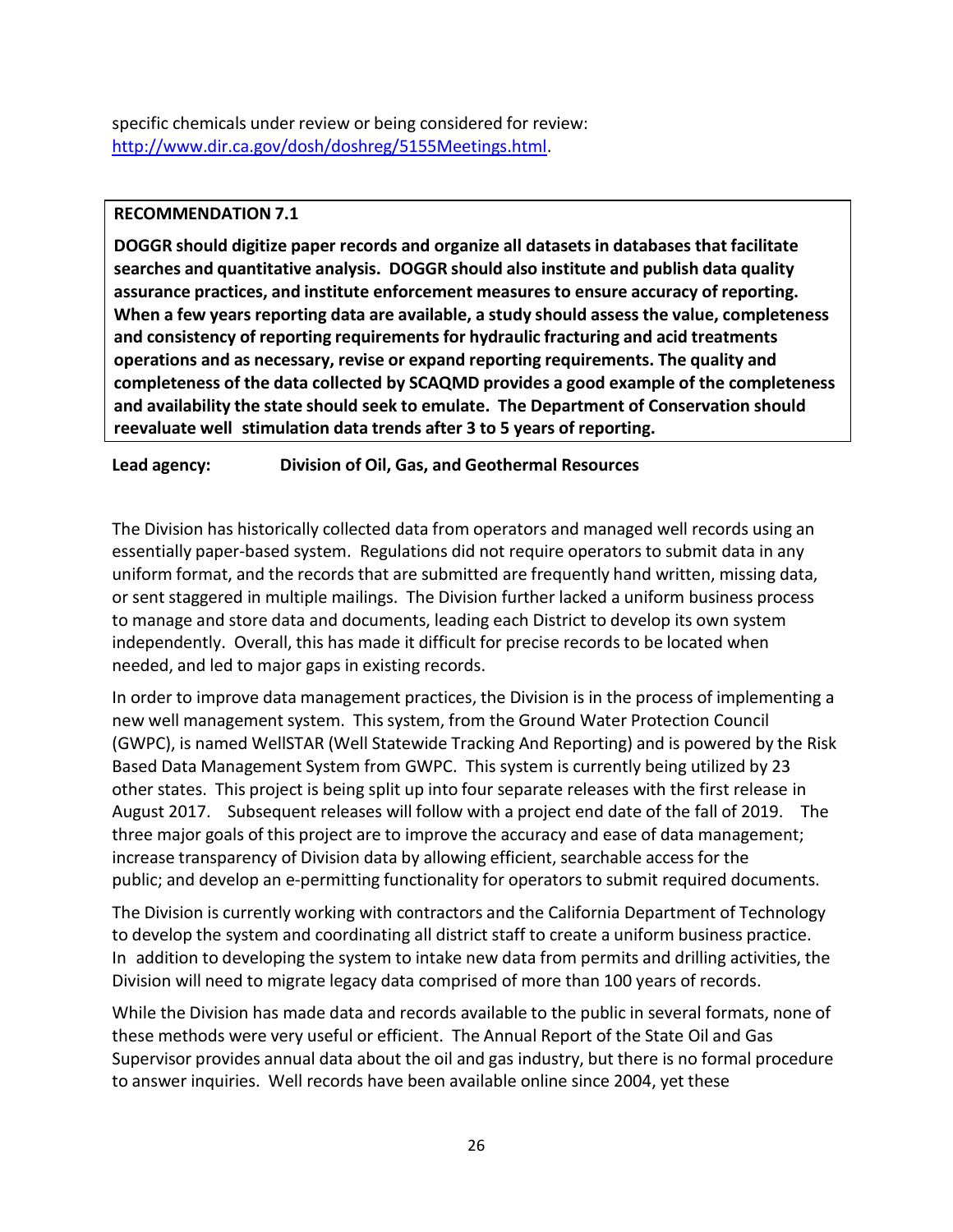specific chemicals under review or being considered for review: http://www.dir.ca.gov/dosh/doshreg/5155Meetings.html.

**RECOMMENDATION 7.1**

**DOGGR should digitize paper records and organize all datasets in databases that facilitate searches and quantitative analysis. DOGGR should also institute and publish data quality assurance practices, and institute enforcement measures to ensure accuracy of reporting. When a few years reporting data are available, a study should assess the value, completeness and consistency of reporting requirements for hydraulic fracturing and acid treatments operations and as necessary, revise or expand reporting requirements. The quality and completeness of the data collected by SCAQMD provides a good example of the completeness and availability the state should seek to emulate. The Department of Conservation should reevaluate well stimulation data trends after 3 to 5 years of reporting.**

**Lead agency:** **Division of Oil, Gas, and Geothermal Resources**

The Division has historically collected data from operators and managed well records using an essentially paper-based system. Regulations did not require operators to submit data in any uniform format, and the records that are submitted are frequently hand written, missing data, or sent staggered in multiple mailings. The Division further lacked a uniform business process to manage and store data and documents, leading each District to develop its own system independently. Overall, this has made it difficult for precise records to be located when needed, and led to major gaps in existing records.

In order to improve data management practices, the Division is in the process of implementing a new well management system. This system, from the Ground Water Protection Council (GWPC), is named WellSTAR (Well Statewide Tracking And Reporting) and is powered by the Risk Based Data Management System from GWPC. This system is currently being utilized by 23 other states. This project is being split up into four separate releases with the first release in August 2017. Subsequent releases will follow with a project end date of the fall of 2019. The three major goals of this project are to improve the accuracy and ease of data management; increase transparency of Division data by allowing efficient, searchable access for the public; and develop an e-permitting functionality for operators to submit required documents.

The Division is currently working with contractors and the California Department of Technology to develop the system and coordinating all district staff to create a uniform business practice. In addition to developing the system to intake new data from permits and drilling activities, the Division will need to migrate legacy data comprised of more than 100 years of records.

While the Division has made data and records available to the public in several formats, none of these methods were very useful or efficient. The Annual Report of the State Oil and Gas Supervisor provides annual data about the oil and gas industry, but there is no formal procedure to answer inquiries. Well records have been available online since 2004, yet these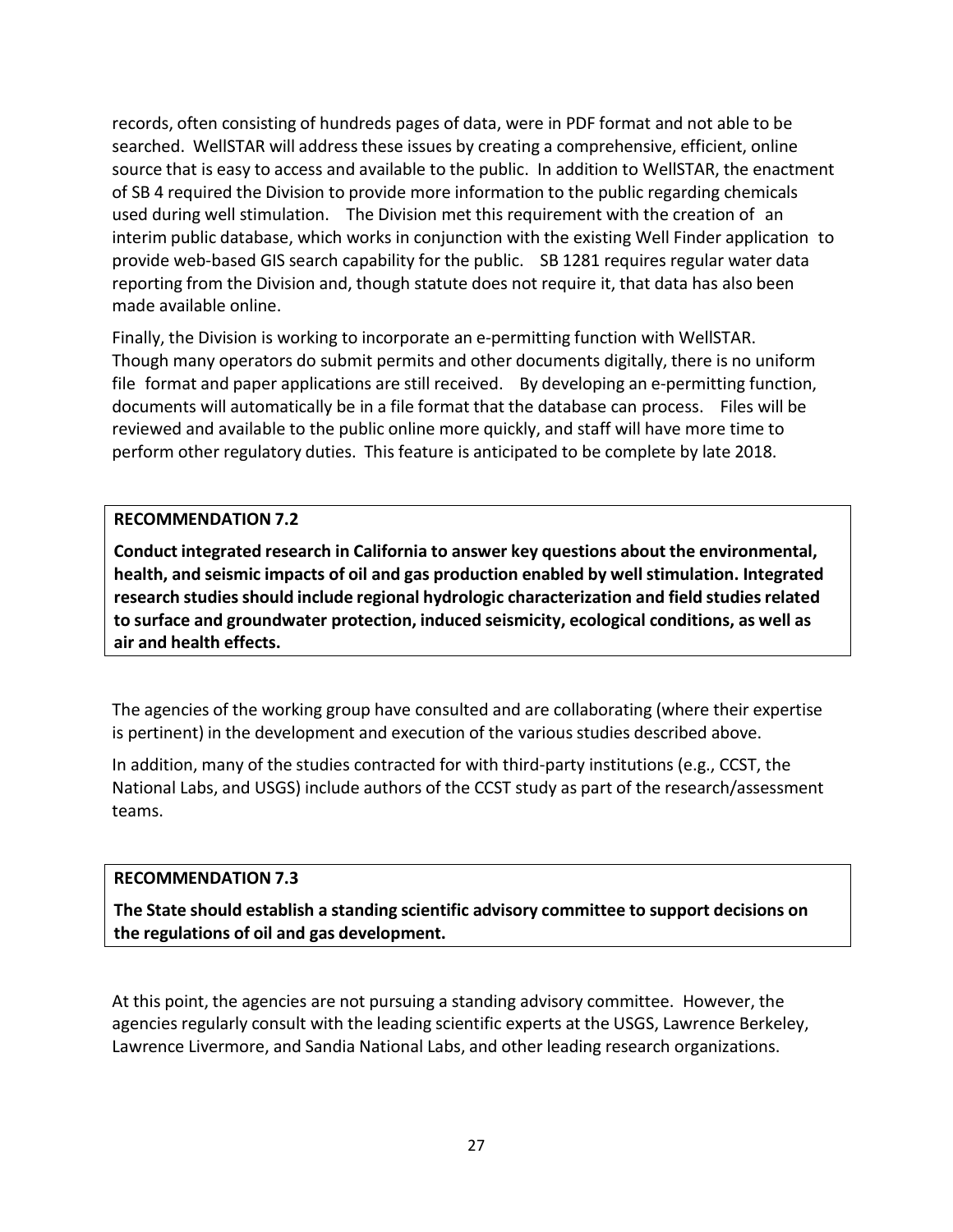records, often consisting of hundreds pages of data, were in PDF format and not able to be searched. WellSTAR will address these issues by creating a comprehensive, efficient, online source that is easy to access and available to the public. In addition to WellSTAR, the enactment of SB 4 required the Division to provide more information to the public regarding chemicals used during well stimulation. The Division met this requirement with the creation of an interim public database, which works in conjunction with the existing Well Finder application to provide web-based GIS search capability for the public. SB 1281 requires regular water data reporting from the Division and, though statute does not require it, that data has also been made available online.

Finally, the Division is working to incorporate an e-permitting function with WellSTAR. Though many operators do submit permits and other documents digitally, there is no uniform file format and paper applications are still received. By developing an e-permitting function, documents will automatically be in a file format that the database can process. Files will be reviewed and available to the public online more quickly, and staff will have more time to perform other regulatory duties. This feature is anticipated to be complete by late 2018.

**RECOMMENDATION 7.2**

**Conduct integrated research in California to answer key questions about the environmental, health, and seismic impacts of oil and gas production enabled by well stimulation. Integrated research studies should include regional hydrologic characterization and field studies related to surface and groundwater protection, induced seismicity, ecological conditions, as well as air and health effects.**

The agencies of the working group have consulted and are collaborating (where their expertise is pertinent) in the development and execution of the various studies described above.

In addition, many of the studies contracted for with third-party institutions (e.g., CCST, the National Labs, and USGS) include authors of the CCST study as part of the research/assessment teams.

**RECOMMENDATION 7.3**

**The State should establish a standing scientific advisory committee to support decisions on the regulations of oil and gas development.**

At this point, the agencies are not pursuing a standing advisory committee. However, the agencies regularly consult with the leading scientific experts at the USGS, Lawrence Berkeley, Lawrence Livermore, and Sandia National Labs, and other leading research organizations.